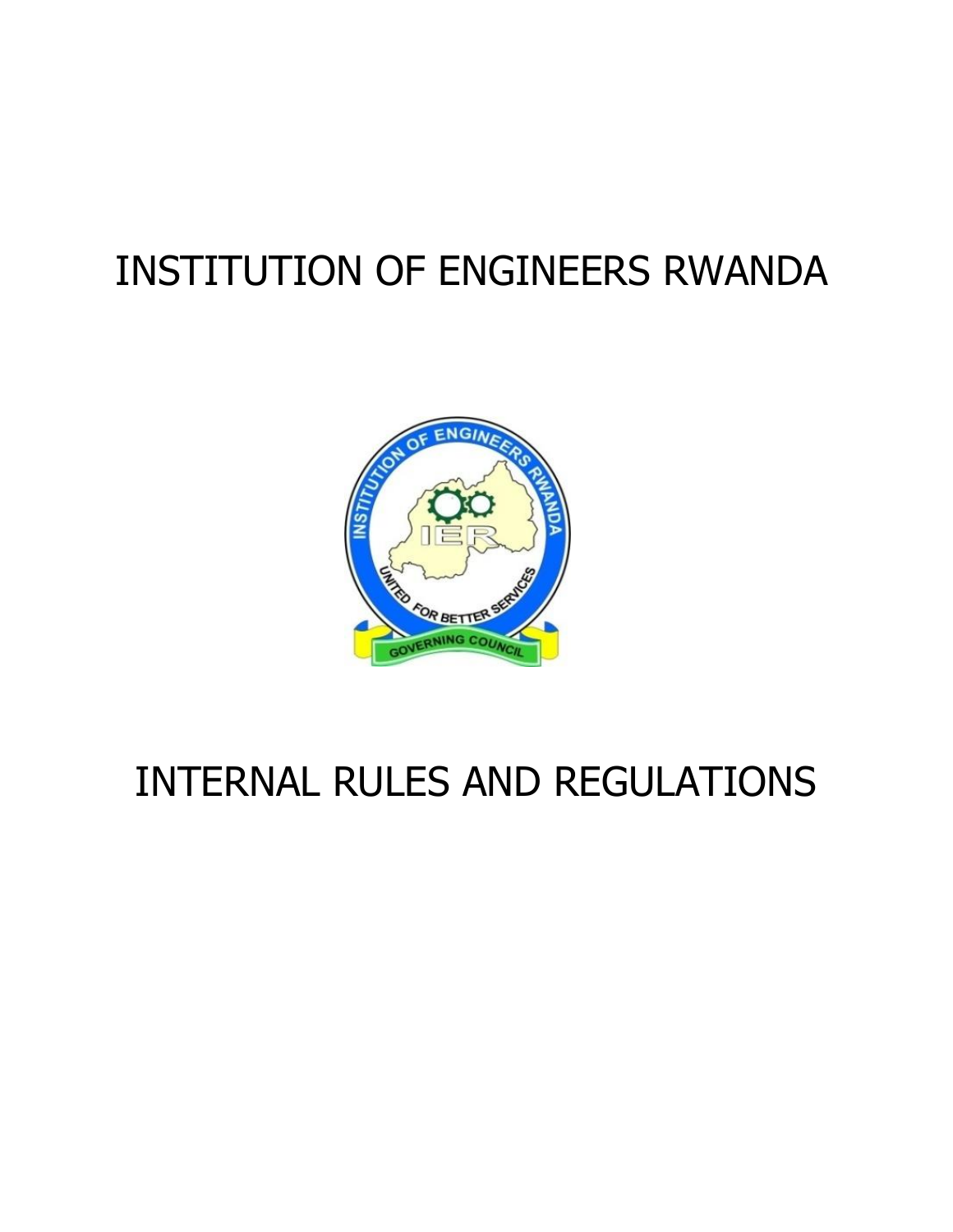# INSTITUTION OF ENGINEERS RWANDA

# INTERNAL RULES AND REGULATIONS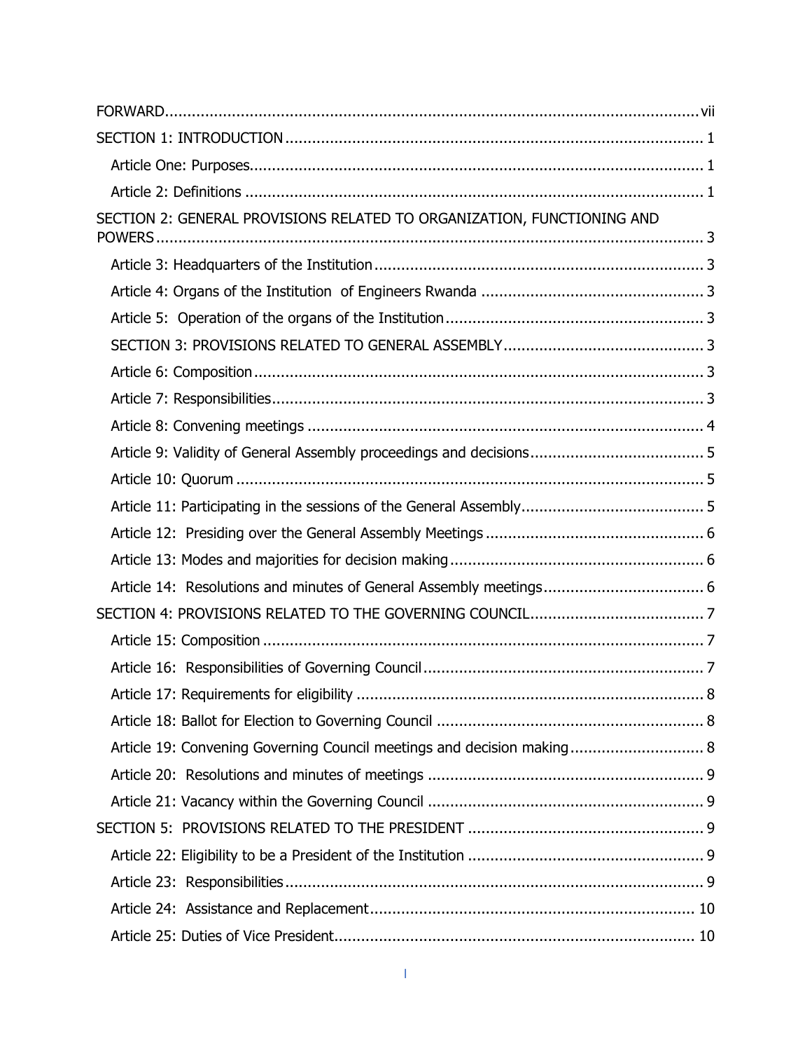FORWARD .......... vii

SECTION 1: INTRODUCTION .......... 1

- Article One: Purposes .......... 1
- Article 2: Definitions .......... 1

SECTION 2: GENERAL PROVISIONS RELATED TO ORGANIZATION, FUNCTIONING AND POWERS .......... 3

- Article 3: Headquarters of the Institution .......... 3
- Article 4: Organs of the Institution of Engineers Rwanda .......... 3
- Article 5: Operation of the organs of the Institution .......... 3
- SECTION 3: PROVISIONS RELATED TO GENERAL ASSEMBLY .......... 3
- Article 6: Composition .......... 3
- Article 7: Responsibilities .......... 3
- Article 8: Convening meetings .......... 4
- Article 9: Validity of General Assembly proceedings and decisions .......... 5
- Article 10: Quorum .......... 5
- Article 11: Participating in the sessions of the General Assembly .......... 5
- Article 12: Presiding over the General Assembly Meetings .......... 6
- Article 13: Modes and majorities for decision making .......... 6
- Article 14: Resolutions and minutes of General Assembly meetings .......... 6

SECTION 4: PROVISIONS RELATED TO THE GOVERNING COUNCIL .......... 7

- Article 15: Composition .......... 7
- Article 16: Responsibilities of Governing Council .......... 7
- Article 17: Requirements for eligibility .......... 8
- Article 18: Ballot for Election to Governing Council .......... 8
- Article 19: Convening Governing Council meetings and decision making .......... 8
- Article 20: Resolutions and minutes of meetings .......... 9
- Article 21: Vacancy within the Governing Council .......... 9

SECTION 5: PROVISIONS RELATED TO THE PRESIDENT .......... 9

- Article 22: Eligibility to be a President of the Institution .......... 9
- Article 23: Responsibilities .......... 9
- Article 24: Assistance and Replacement .......... 10
- Article 25: Duties of Vice President .......... 10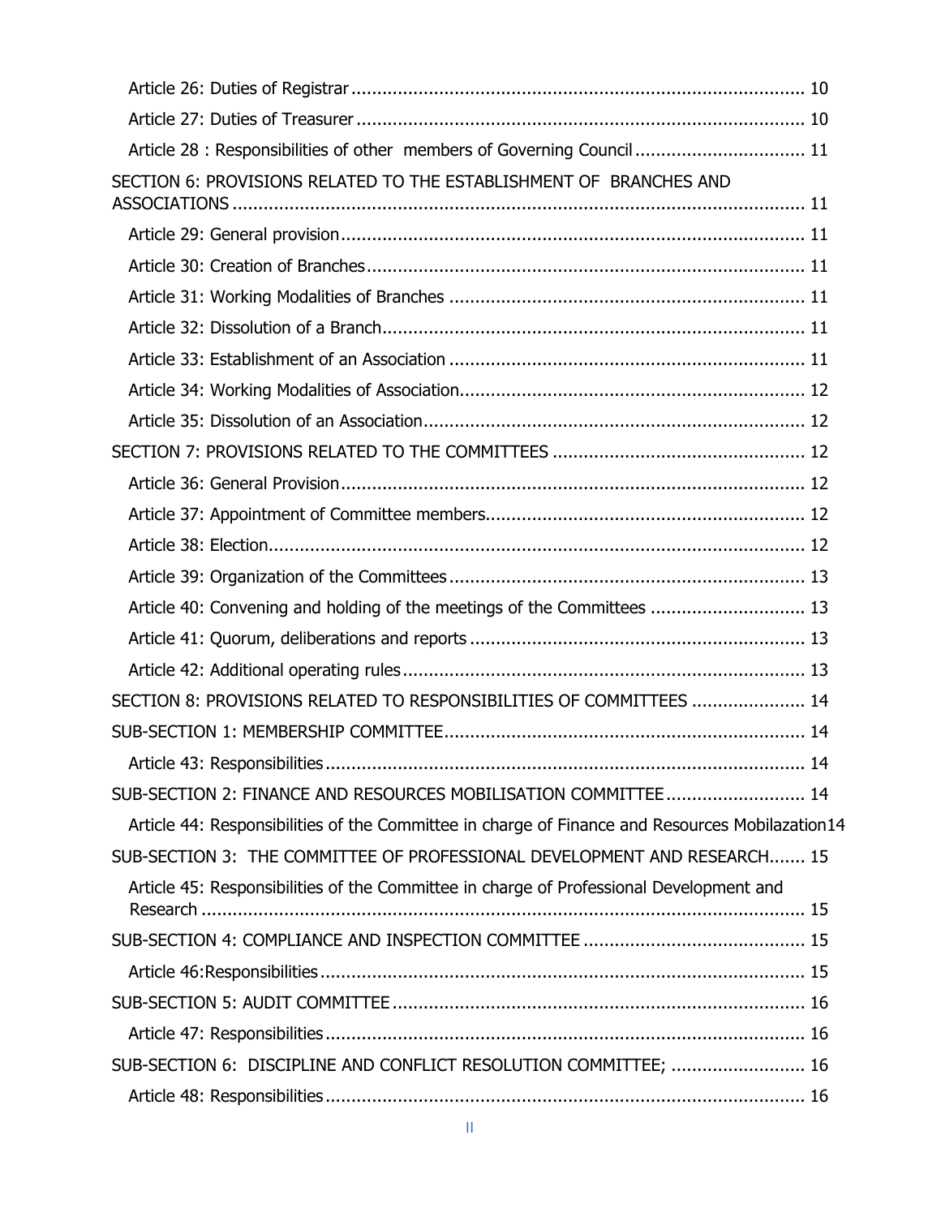Article 26: Duties of Registrar ........................................................................................ 10

Article 27: Duties of Treasurer ....................................................................................... 10

Article 28 : Responsibilities of other members of Governing Council ................................ 11

SECTION 6: PROVISIONS RELATED TO THE ESTABLISHMENT OF BRANCHES AND ASSOCIATIONS ............................................................................................................... 11

Article 29: General provision .......................................................................................... 11

Article 30: Creation of Branches ..................................................................................... 11

Article 31: Working Modalities of Branches ..................................................................... 11

Article 32: Dissolution of a Branch .................................................................................. 11

Article 33: Establishment of an Association ..................................................................... 11

Article 34: Working Modalities of Association ................................................................... 12

Article 35: Dissolution of an Association .......................................................................... 12

SECTION 7: PROVISIONS RELATED TO THE COMMITTEES ................................................ 12

Article 36: General Provision .......................................................................................... 12

Article 37: Appointment of Committee members .............................................................. 12

Article 38: Election ........................................................................................................ 12

Article 39: Organization of the Committees ..................................................................... 13

Article 40: Convening and holding of the meetings of the Committees .............................. 13

Article 41: Quorum, deliberations and reports ................................................................. 13

Article 42: Additional operating rules .............................................................................. 13

SECTION 8: PROVISIONS RELATED TO RESPONSIBILITIES OF COMMITTEES ...................... 14

SUB-SECTION 1: MEMBERSHIP COMMITTEE ..................................................................... 14

Article 43: Responsibilities ............................................................................................. 14

SUB-SECTION 2: FINANCE AND RESOURCES MOBILISATION COMMITTEE ........................... 14

Article 44: Responsibilities of the Committee in charge of Finance and Resources Mobilazation14

SUB-SECTION 3: THE COMMITTEE OF PROFESSIONAL DEVELOPMENT AND RESEARCH....... 15

Article 45: Responsibilities of the Committee in charge of Professional Development and Research ...................................................................................................................... 15

SUB-SECTION 4: COMPLIANCE AND INSPECTION COMMITTEE ........................................... 15

Article 46:Responsibilities .............................................................................................. 15

SUB-SECTION 5: AUDIT COMMITTEE ................................................................................ 16

Article 47: Responsibilities ............................................................................................. 16

SUB-SECTION 6: DISCIPLINE AND CONFLICT RESOLUTION COMMITTEE; .......................... 16

Article 48: Responsibilities ............................................................................................. 16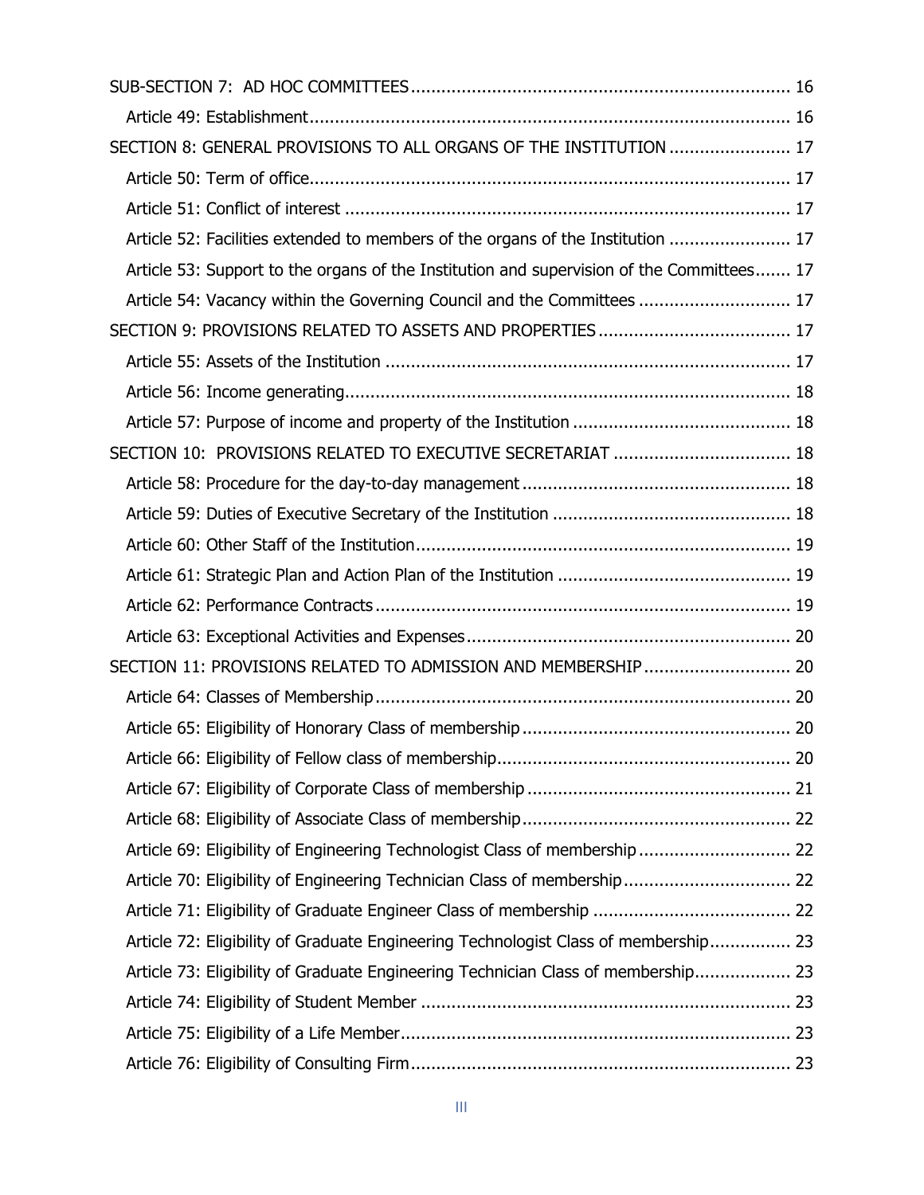SUB-SECTION 7: AD HOC COMMITTEES ........................................................................... 16

Article 49: Establishment ............................................................................................... 16

SECTION 8: GENERAL PROVISIONS TO ALL ORGANS OF THE INSTITUTION ........................ 17

Article 50: Term of office ................................................................................................ 17

Article 51: Conflict of interest ......................................................................................... 17

Article 52: Facilities extended to members of the organs of the Institution ........................ 17

Article 53: Support to the organs of the Institution and supervision of the Committees ....... 17

Article 54: Vacancy within the Governing Council and the Committees .............................. 17

SECTION 9: PROVISIONS RELATED TO ASSETS AND PROPERTIES ...................................... 17

Article 55: Assets of the Institution ................................................................................. 17

Article 56: Income generating ......................................................................................... 18

Article 57: Purpose of income and property of the Institution ........................................... 18

SECTION 10: PROVISIONS RELATED TO EXECUTIVE SECRETARIAT ................................... 18

Article 58: Procedure for the day-to-day management ..................................................... 18

Article 59: Duties of Executive Secretary of the Institution ............................................... 18

Article 60: Other Staff of the Institution ........................................................................... 19

Article 61: Strategic Plan and Action Plan of the Institution .............................................. 19

Article 62: Performance Contracts ................................................................................... 19

Article 63: Exceptional Activities and Expenses ................................................................ 20

SECTION 11: PROVISIONS RELATED TO ADMISSION AND MEMBERSHIP ............................. 20

Article 64: Classes of Membership ................................................................................... 20

Article 65: Eligibility of Honorary Class of membership ..................................................... 20

Article 66: Eligibility of Fellow class of membership .......................................................... 20

Article 67: Eligibility of Corporate Class of membership .................................................... 21

Article 68: Eligibility of Associate Class of membership ..................................................... 22

Article 69: Eligibility of Engineering Technologist Class of membership .............................. 22

Article 70: Eligibility of Engineering Technician Class of membership ................................. 22

Article 71: Eligibility of Graduate Engineer Class of membership ....................................... 22

Article 72: Eligibility of Graduate Engineering Technologist Class of membership ................ 23

Article 73: Eligibility of Graduate Engineering Technician Class of membership ................... 23

Article 74: Eligibility of Student Member ......................................................................... 23

Article 75: Eligibility of a Life Member ............................................................................. 23

Article 76: Eligibility of Consulting Firm ........................................................................... 23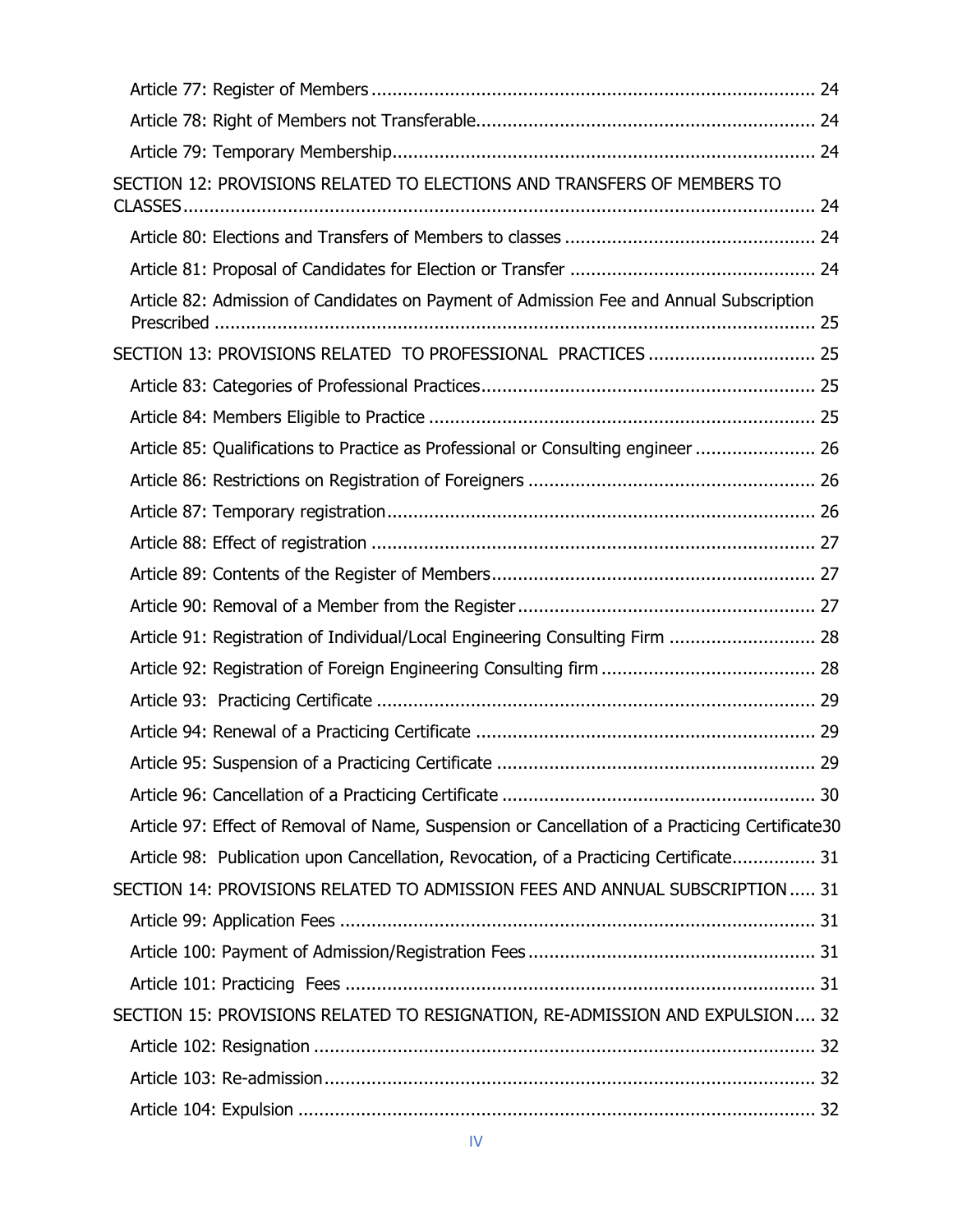Article 77: Register of Members ..................................................................................... 24

Article 78: Right of Members not Transferable................................................................ 24

Article 79: Temporary Membership................................................................................ 24

SECTION 12: PROVISIONS RELATED TO ELECTIONS AND TRANSFERS OF MEMBERS TO CLASSES...................................................................................................................... 24

Article 80: Elections and Transfers of Members to classes ............................................... 24

Article 81: Proposal of Candidates for Election or Transfer .............................................. 24

Article 82: Admission of Candidates on Payment of Admission Fee and Annual Subscription Prescribed ..................................................................................................................... 25

SECTION 13: PROVISIONS RELATED TO PROFESSIONAL PRACTICES ................................ 25

Article 83: Categories of Professional Practices................................................................ 25

Article 84: Members Eligible to Practice .......................................................................... 25

Article 85: Qualifications to Practice as Professional or Consulting engineer ...................... 26

Article 86: Restrictions on Registration of Foreigners ...................................................... 26

Article 87: Temporary registration................................................................................. 26

Article 88: Effect of registration ..................................................................................... 27

Article 89: Contents of the Register of Members............................................................. 27

Article 90: Removal of a Member from the Register......................................................... 27

Article 91: Registration of Individual/Local Engineering Consulting Firm ............................ 28

Article 92: Registration of Foreign Engineering Consulting firm......................................... 28

Article 93: Practicing Certificate .................................................................................... 29

Article 94: Renewal of a Practicing Certificate ................................................................. 29

Article 95: Suspension of a Practicing Certificate ............................................................ 29

Article 96: Cancellation of a Practicing Certificate ........................................................... 30

Article 97: Effect of Removal of Name, Suspension or Cancellation of a Practicing Certificate30

Article 98: Publication upon Cancellation, Revocation, of a Practicing Certificate................ 31

SECTION 14: PROVISIONS RELATED TO ADMISSION FEES AND ANNUAL SUBSCRIPTION ..... 31

Article 99: Application Fees .......................................................................................... 31

Article 100: Payment of Admission/Registration Fees...................................................... 31

Article 101: Practicing Fees .......................................................................................... 31

SECTION 15: PROVISIONS RELATED TO RESIGNATION, RE-ADMISSION AND EXPULSION.... 32

Article 102: Resignation ............................................................................................... 32

Article 103: Re-admission............................................................................................. 32

Article 104: Expulsion .................................................................................................. 32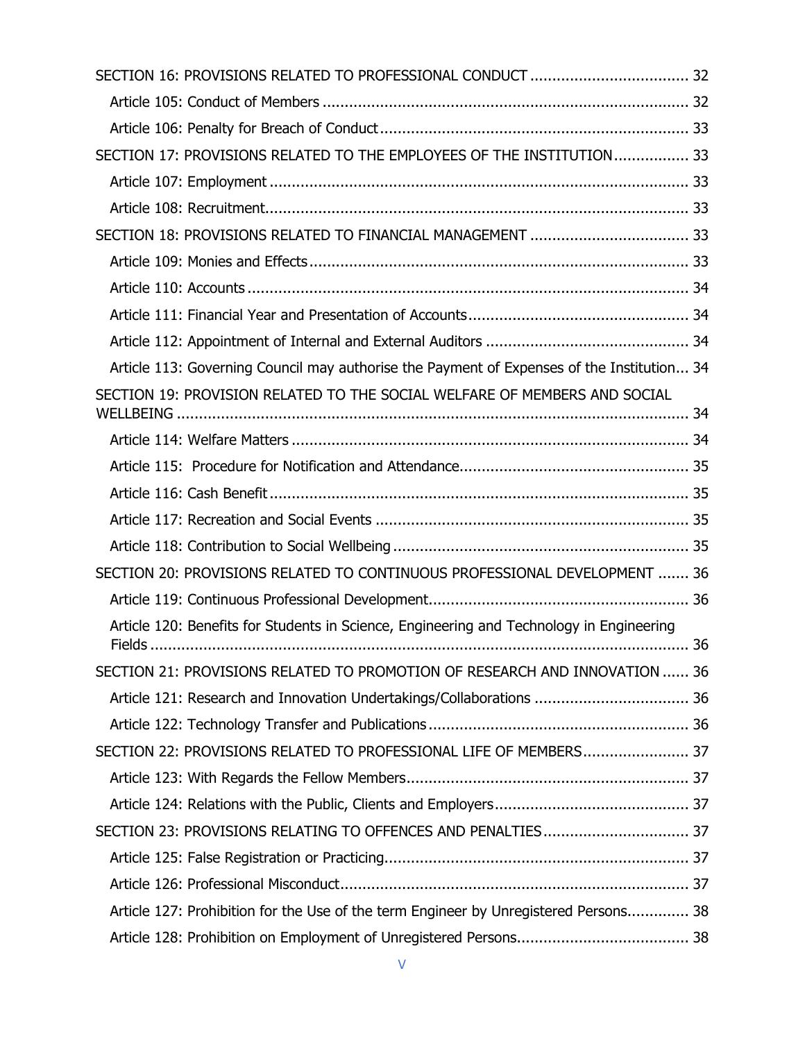SECTION 16: PROVISIONS RELATED TO PROFESSIONAL CONDUCT .................................... 32

Article 105: Conduct of Members .................................................................................. 32

Article 106: Penalty for Breach of Conduct ..................................................................... 33

SECTION 17: PROVISIONS RELATED TO THE EMPLOYEES OF THE INSTITUTION ................. 33

Article 107: Employment ............................................................................................... 33

Article 108: Recruitment................................................................................................ 33

SECTION 18: PROVISIONS RELATED TO FINANCIAL MANAGEMENT .................................... 33

Article 109: Monies and Effects ..................................................................................... 33

Article 110: Accounts .................................................................................................... 34

Article 111: Financial Year and Presentation of Accounts .................................................. 34

Article 112: Appointment of Internal and External Auditors .............................................. 34

Article 113: Governing Council may authorise the Payment of Expenses of the Institution... 34

SECTION 19: PROVISION RELATED TO THE SOCIAL WELFARE OF MEMBERS AND SOCIAL WELLBEING .................................................................................................................... 34

Article 114: Welfare Matters .......................................................................................... 34

Article 115: Procedure for Notification and Attendance.................................................... 35

Article 116: Cash Benefit ............................................................................................... 35

Article 117: Recreation and Social Events ....................................................................... 35

Article 118: Contribution to Social Wellbeing ................................................................... 35

SECTION 20: PROVISIONS RELATED TO CONTINUOUS PROFESSIONAL DEVELOPMENT ....... 36

Article 119: Continuous Professional Development........................................................... 36

Article 120: Benefits for Students in Science, Engineering and Technology in Engineering Fields ........................................................................................................................... 36

SECTION 21: PROVISIONS RELATED TO PROMOTION OF RESEARCH AND INNOVATION ...... 36

Article 121: Research and Innovation Undertakings/Collaborations ................................... 36

Article 122: Technology Transfer and Publications ........................................................... 36

SECTION 22: PROVISIONS RELATED TO PROFESSIONAL LIFE OF MEMBERS........................ 37

Article 123: With Regards the Fellow Members................................................................ 37

Article 124: Relations with the Public, Clients and Employers............................................ 37

SECTION 23: PROVISIONS RELATING TO OFFENCES AND PENALTIES ................................. 37

Article 125: False Registration or Practicing..................................................................... 37

Article 126: Professional Misconduct............................................................................... 37

Article 127: Prohibition for the Use of the term Engineer by Unregistered Persons.............. 38

Article 128: Prohibition on Employment of Unregistered Persons....................................... 38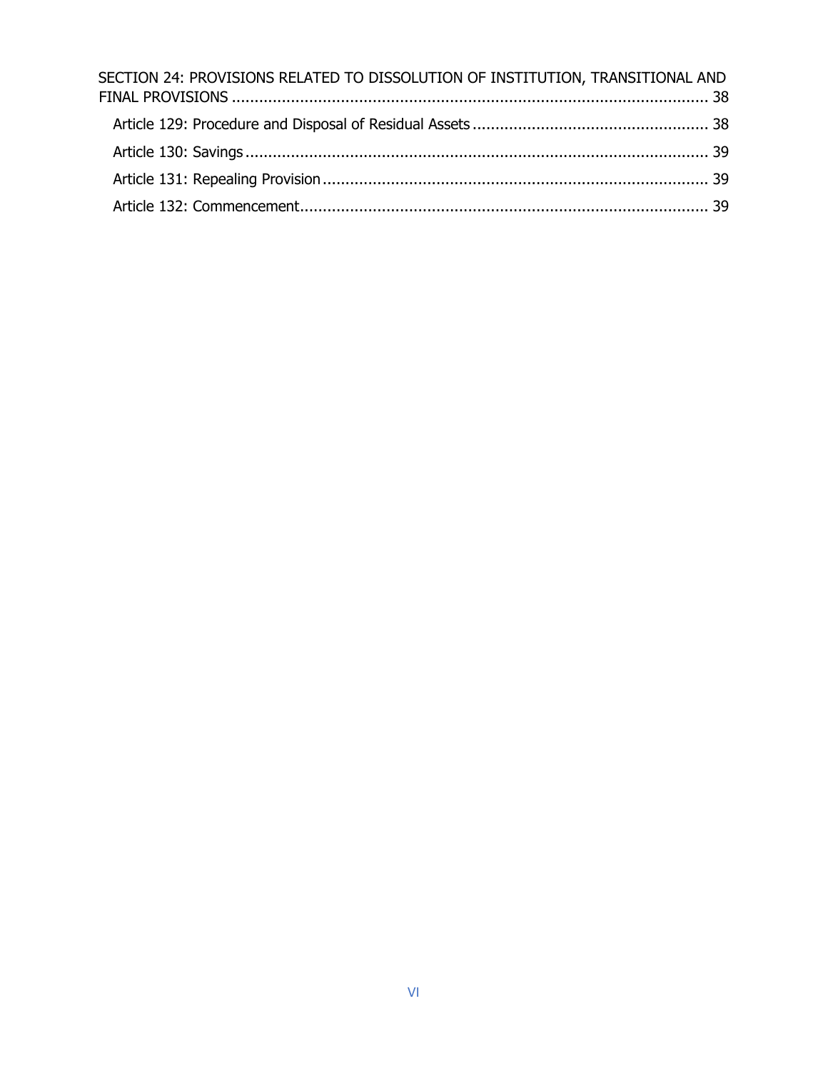SECTION 24: PROVISIONS RELATED TO DISSOLUTION OF INSTITUTION, TRANSITIONAL AND FINAL PROVISIONS ........................................................................................................ 38

Article 129: Procedure and Disposal of Residual Assets ................................................... 38

Article 130: Savings ..................................................................................................... 39

Article 131: Repealing Provision .................................................................................... 39

Article 132: Commencement......................................................................................... 39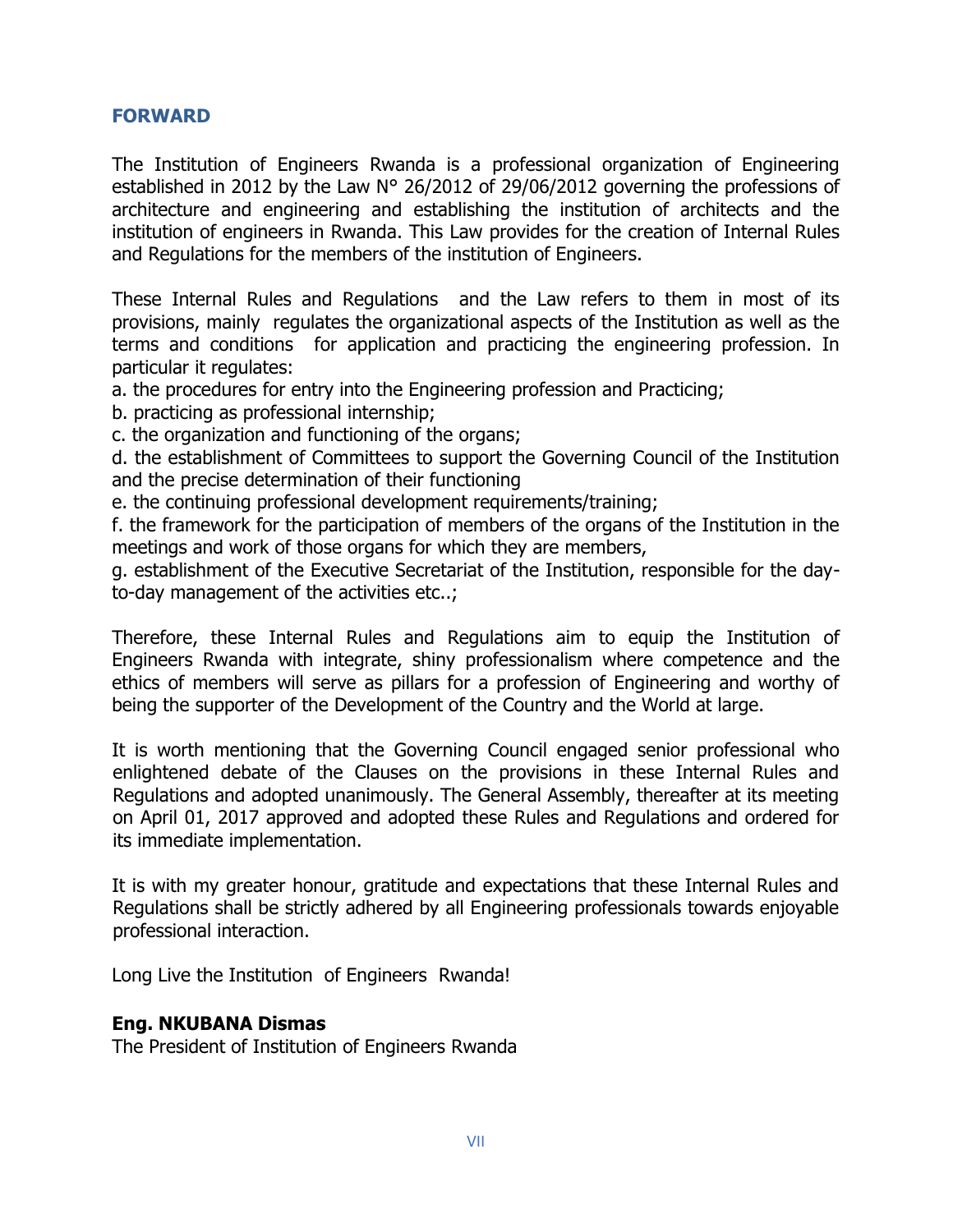## FORWARD

The Institution of Engineers Rwanda is a professional organization of Engineering established in 2012 by the Law N° 26/2012 of 29/06/2012 governing the professions of architecture and engineering and establishing the institution of architects and the institution of engineers in Rwanda. This Law provides for the creation of Internal Rules and Regulations for the members of the institution of Engineers.

These Internal Rules and Regulations and the Law refers to them in most of its provisions, mainly regulates the organizational aspects of the Institution as well as the terms and conditions for application and practicing the engineering profession. In particular it regulates:

a. the procedures for entry into the Engineering profession and Practicing;
b. practicing as professional internship;
c. the organization and functioning of the organs;
d. the establishment of Committees to support the Governing Council of the Institution and the precise determination of their functioning
e. the continuing professional development requirements/training;
f. the framework for the participation of members of the organs of the Institution in the meetings and work of those organs for which they are members,
g. establishment of the Executive Secretariat of the Institution, responsible for the day-to-day management of the activities etc..;

Therefore, these Internal Rules and Regulations aim to equip the Institution of Engineers Rwanda with integrate, shiny professionalism where competence and the ethics of members will serve as pillars for a profession of Engineering and worthy of being the supporter of the Development of the Country and the World at large.

It is worth mentioning that the Governing Council engaged senior professional who enlightened debate of the Clauses on the provisions in these Internal Rules and Regulations and adopted unanimously. The General Assembly, thereafter at its meeting on April 01, 2017 approved and adopted these Rules and Regulations and ordered for its immediate implementation.

It is with my greater honour, gratitude and expectations that these Internal Rules and Regulations shall be strictly adhered by all Engineering professionals towards enjoyable professional interaction.

Long Live the Institution of Engineers Rwanda!

**Eng. NKUBANA Dismas**
The President of Institution of Engineers Rwanda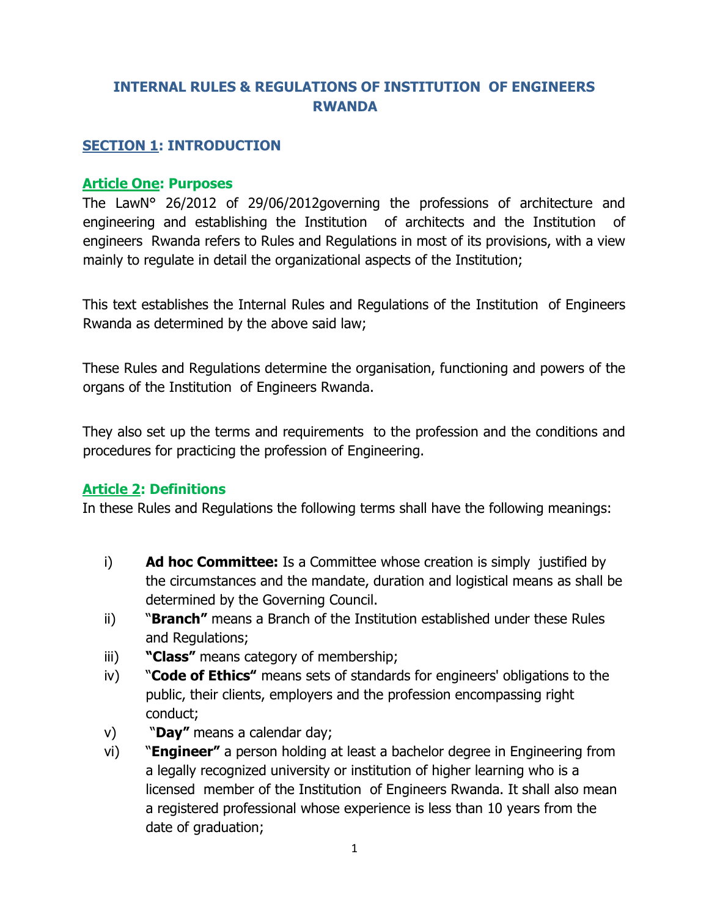# INTERNAL RULES & REGULATIONS OF INSTITUTION OF ENGINEERS RWANDA

## SECTION 1: INTRODUCTION

### Article One: Purposes

The LawN° 26/2012 of 29/06/2012governing the professions of architecture and engineering and establishing the Institution of architects and the Institution of engineers Rwanda refers to Rules and Regulations in most of its provisions, with a view mainly to regulate in detail the organizational aspects of the Institution;

This text establishes the Internal Rules and Regulations of the Institution of Engineers Rwanda as determined by the above said law;

These Rules and Regulations determine the organisation, functioning and powers of the organs of the Institution of Engineers Rwanda.

They also set up the terms and requirements to the profession and the conditions and procedures for practicing the profession of Engineering.

### Article 2: Definitions

In these Rules and Regulations the following terms shall have the following meanings:

i) **Ad hoc Committee:** Is a Committee whose creation is simply justified by the circumstances and the mandate, duration and logistical means as shall be determined by the Governing Council.
ii) "**Branch"** means a Branch of the Institution established under these Rules and Regulations;
iii) **"Class"** means category of membership;
iv) "**Code of Ethics"** means sets of standards for engineers' obligations to the public, their clients, employers and the profession encompassing right conduct;
v) "**Day"** means a calendar day;
vi) "**Engineer"** a person holding at least a bachelor degree in Engineering from a legally recognized university or institution of higher learning who is a licensed member of the Institution of Engineers Rwanda. It shall also mean a registered professional whose experience is less than 10 years from the date of graduation;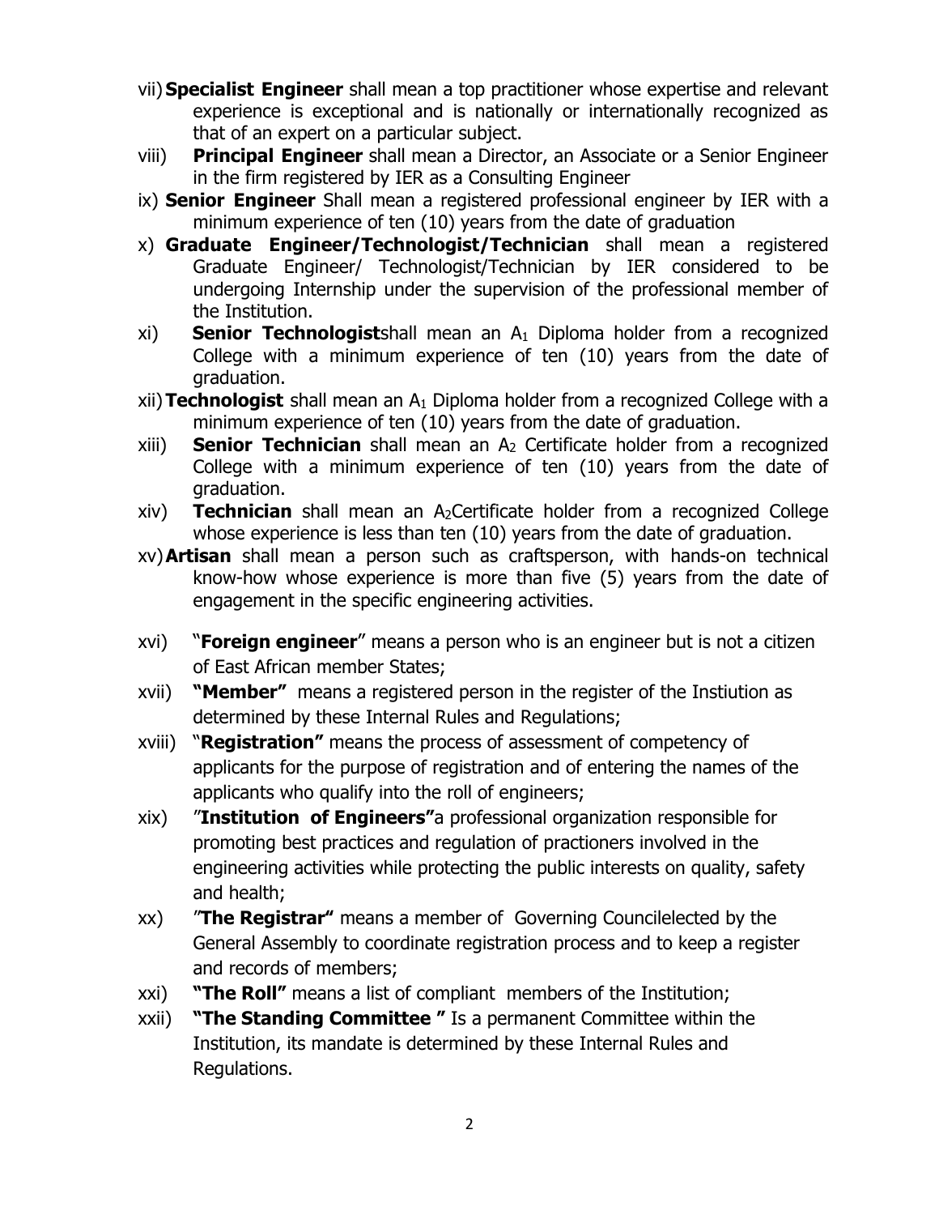vii) **Specialist Engineer** shall mean a top practitioner whose expertise and relevant experience is exceptional and is nationally or internationally recognized as that of an expert on a particular subject.

viii) **Principal Engineer** shall mean a Director, an Associate or a Senior Engineer in the firm registered by IER as a Consulting Engineer

ix) **Senior Engineer** Shall mean a registered professional engineer by IER with a minimum experience of ten (10) years from the date of graduation

x) **Graduate Engineer/Technologist/Technician** shall mean a registered Graduate Engineer/ Technologist/Technician by IER considered to be undergoing Internship under the supervision of the professional member of the Institution.

xi) **Senior Technologist**shall mean an $A_1$ Diploma holder from a recognized College with a minimum experience of ten (10) years from the date of graduation.

xii) **Technologist** shall mean an $A_1$ Diploma holder from a recognized College with a minimum experience of ten (10) years from the date of graduation.

xiii) **Senior Technician** shall mean an $A_2$ Certificate holder from a recognized College with a minimum experience of ten (10) years from the date of graduation.

xiv) **Technician** shall mean an $A_2$Certificate holder from a recognized College whose experience is less than ten (10) years from the date of graduation.

xv) **Artisan** shall mean a person such as craftsperson, with hands-on technical know-how whose experience is more than five (5) years from the date of engagement in the specific engineering activities.

xvi) "**Foreign engineer**" means a person who is an engineer but is not a citizen of East African member States;

xvii) **"Member"** means a registered person in the register of the Instiution as determined by these Internal Rules and Regulations;

xviii) "**Registration"** means the process of assessment of competency of applicants for the purpose of registration and of entering the names of the applicants who qualify into the roll of engineers;

xix) "**Institution of Engineers"**a professional organization responsible for promoting best practices and regulation of practioners involved in the engineering activities while protecting the public interests on quality, safety and health;

xx) "**The Registrar"** means a member of Governing Councilelected by the General Assembly to coordinate registration process and to keep a register and records of members;

xxi) **"The Roll"** means a list of compliant members of the Institution;

xxii) **"The Standing Committee "** Is a permanent Committee within the Institution, its mandate is determined by these Internal Rules and Regulations.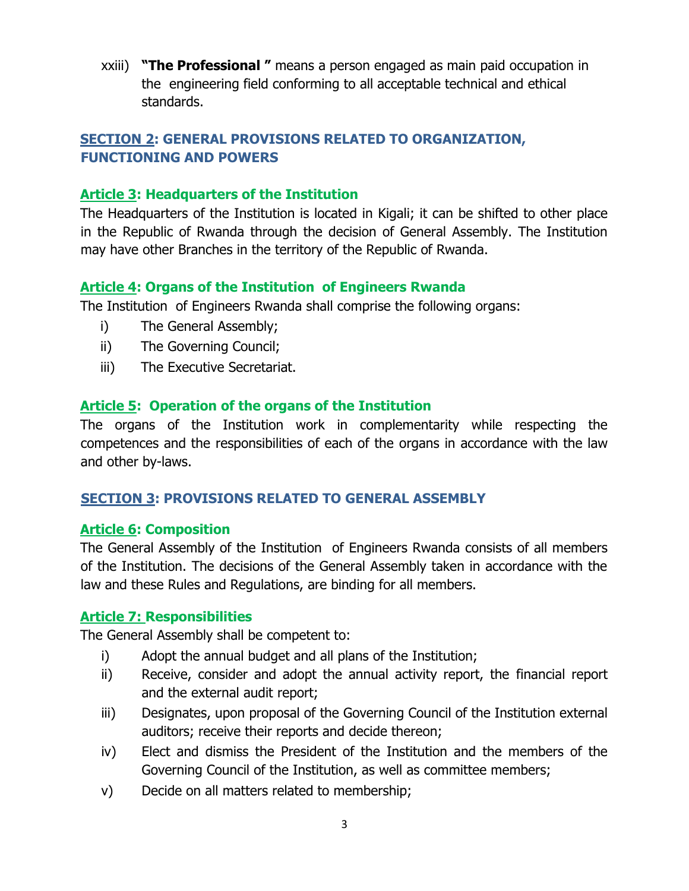xxiii) **"The Professional "** means a person engaged as main paid occupation in the engineering field conforming to all acceptable technical and ethical standards.

## SECTION 2: GENERAL PROVISIONS RELATED TO ORGANIZATION, FUNCTIONING AND POWERS

### Article 3: Headquarters of the Institution

The Headquarters of the Institution is located in Kigali; it can be shifted to other place in the Republic of Rwanda through the decision of General Assembly. The Institution may have other Branches in the territory of the Republic of Rwanda.

### Article 4: Organs of the Institution of Engineers Rwanda

The Institution of Engineers Rwanda shall comprise the following organs:

i) The General Assembly;
ii) The Governing Council;
iii) The Executive Secretariat.

### Article 5: Operation of the organs of the Institution

The organs of the Institution work in complementarity while respecting the competences and the responsibilities of each of the organs in accordance with the law and other by-laws.

## SECTION 3: PROVISIONS RELATED TO GENERAL ASSEMBLY

### Article 6: Composition

The General Assembly of the Institution of Engineers Rwanda consists of all members of the Institution. The decisions of the General Assembly taken in accordance with the law and these Rules and Regulations, are binding for all members.

### Article 7: Responsibilities

The General Assembly shall be competent to:

i) Adopt the annual budget and all plans of the Institution;
ii) Receive, consider and adopt the annual activity report, the financial report and the external audit report;
iii) Designates, upon proposal of the Governing Council of the Institution external auditors; receive their reports and decide thereon;
iv) Elect and dismiss the President of the Institution and the members of the Governing Council of the Institution, as well as committee members;
v) Decide on all matters related to membership;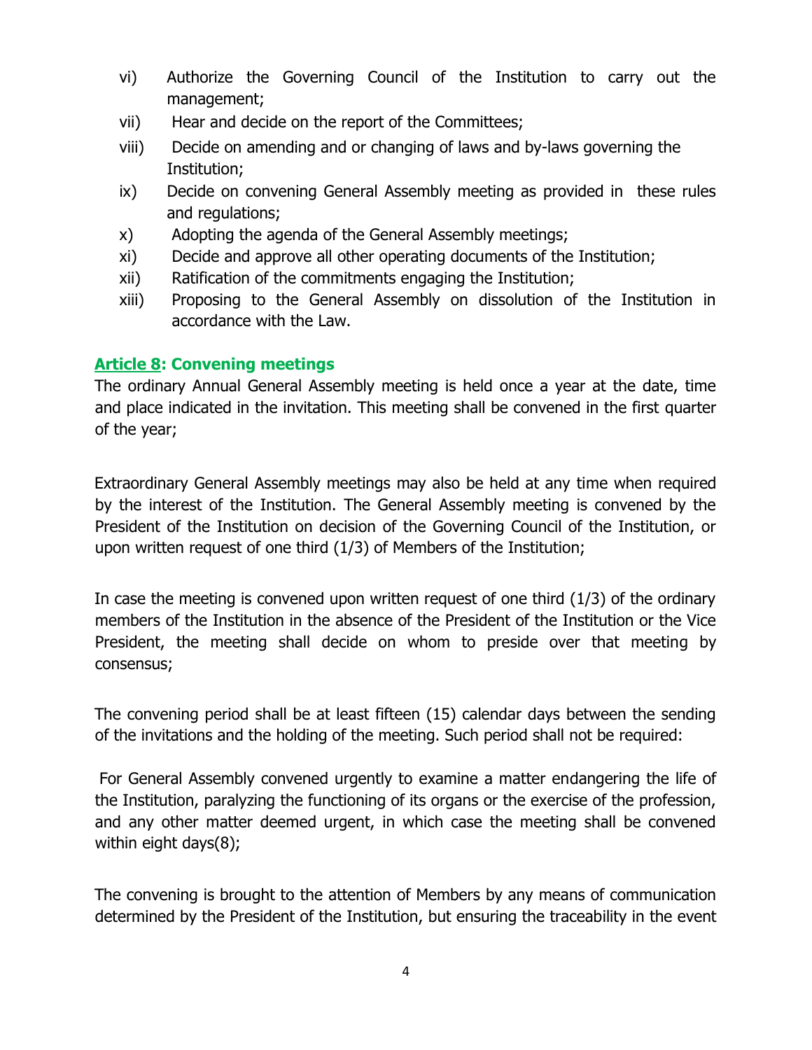vi) Authorize the Governing Council of the Institution to carry out the management;

vii) Hear and decide on the report of the Committees;

viii) Decide on amending and or changing of laws and by-laws governing the Institution;

ix) Decide on convening General Assembly meeting as provided in these rules and regulations;

x) Adopting the agenda of the General Assembly meetings;

xi) Decide and approve all other operating documents of the Institution;

xii) Ratification of the commitments engaging the Institution;

xiii) Proposing to the General Assembly on dissolution of the Institution in accordance with the Law.

### Article 8: Convening meetings

The ordinary Annual General Assembly meeting is held once a year at the date, time and place indicated in the invitation. This meeting shall be convened in the first quarter of the year;

Extraordinary General Assembly meetings may also be held at any time when required by the interest of the Institution. The General Assembly meeting is convened by the President of the Institution on decision of the Governing Council of the Institution, or upon written request of one third (1/3) of Members of the Institution;

In case the meeting is convened upon written request of one third (1/3) of the ordinary members of the Institution in the absence of the President of the Institution or the Vice President, the meeting shall decide on whom to preside over that meeting by consensus;

The convening period shall be at least fifteen (15) calendar days between the sending of the invitations and the holding of the meeting. Such period shall not be required:

For General Assembly convened urgently to examine a matter endangering the life of the Institution, paralyzing the functioning of its organs or the exercise of the profession, and any other matter deemed urgent, in which case the meeting shall be convened within eight days(8);

The convening is brought to the attention of Members by any means of communication determined by the President of the Institution, but ensuring the traceability in the event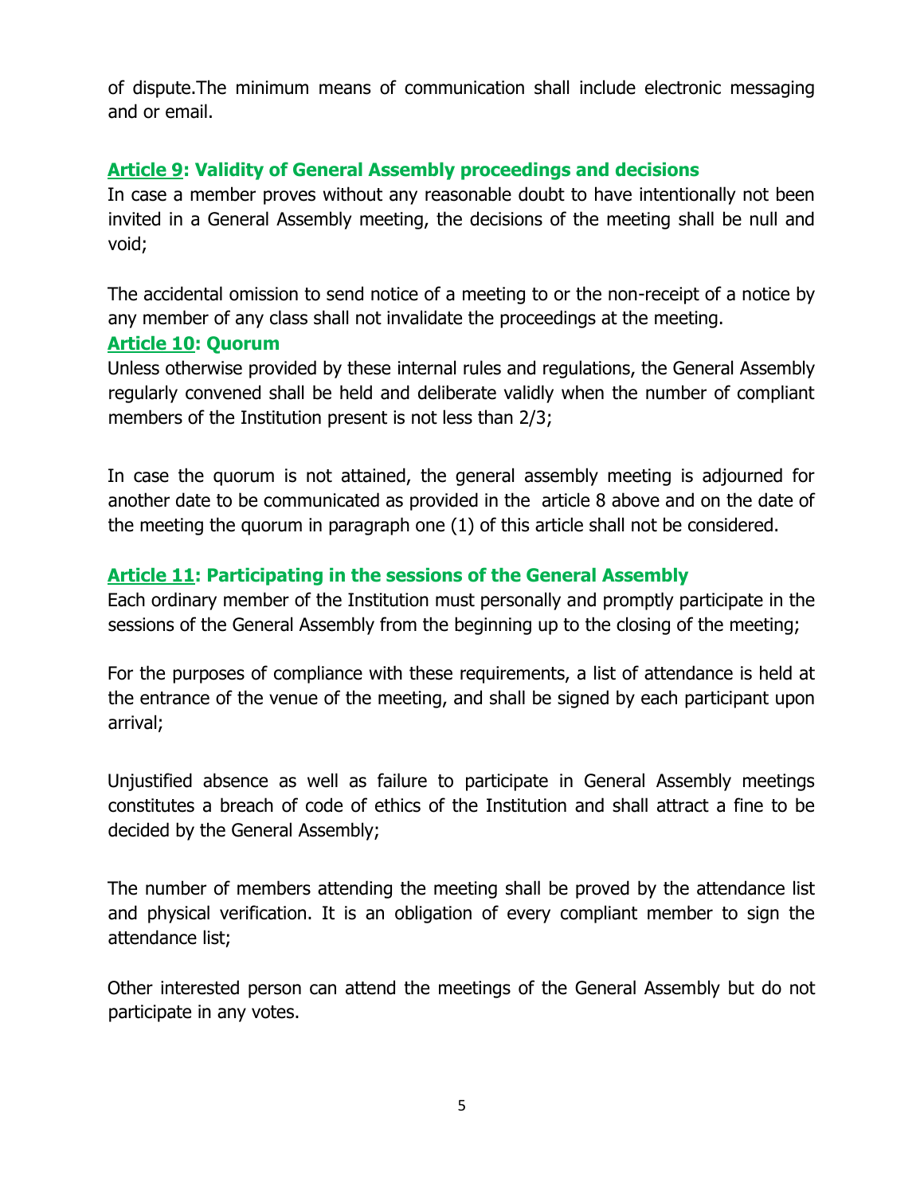of dispute.The minimum means of communication shall include electronic messaging and or email.

### Article 9: Validity of General Assembly proceedings and decisions

In case a member proves without any reasonable doubt to have intentionally not been invited in a General Assembly meeting, the decisions of the meeting shall be null and void;

The accidental omission to send notice of a meeting to or the non-receipt of a notice by any member of any class shall not invalidate the proceedings at the meeting.

### Article 10: Quorum

Unless otherwise provided by these internal rules and regulations, the General Assembly regularly convened shall be held and deliberate validly when the number of compliant members of the Institution present is not less than 2/3;

In case the quorum is not attained, the general assembly meeting is adjourned for another date to be communicated as provided in the article 8 above and on the date of the meeting the quorum in paragraph one (1) of this article shall not be considered.

### Article 11: Participating in the sessions of the General Assembly

Each ordinary member of the Institution must personally and promptly participate in the sessions of the General Assembly from the beginning up to the closing of the meeting;

For the purposes of compliance with these requirements, a list of attendance is held at the entrance of the venue of the meeting, and shall be signed by each participant upon arrival;

Unjustified absence as well as failure to participate in General Assembly meetings constitutes a breach of code of ethics of the Institution and shall attract a fine to be decided by the General Assembly;

The number of members attending the meeting shall be proved by the attendance list and physical verification. It is an obligation of every compliant member to sign the attendance list;

Other interested person can attend the meetings of the General Assembly but do not participate in any votes.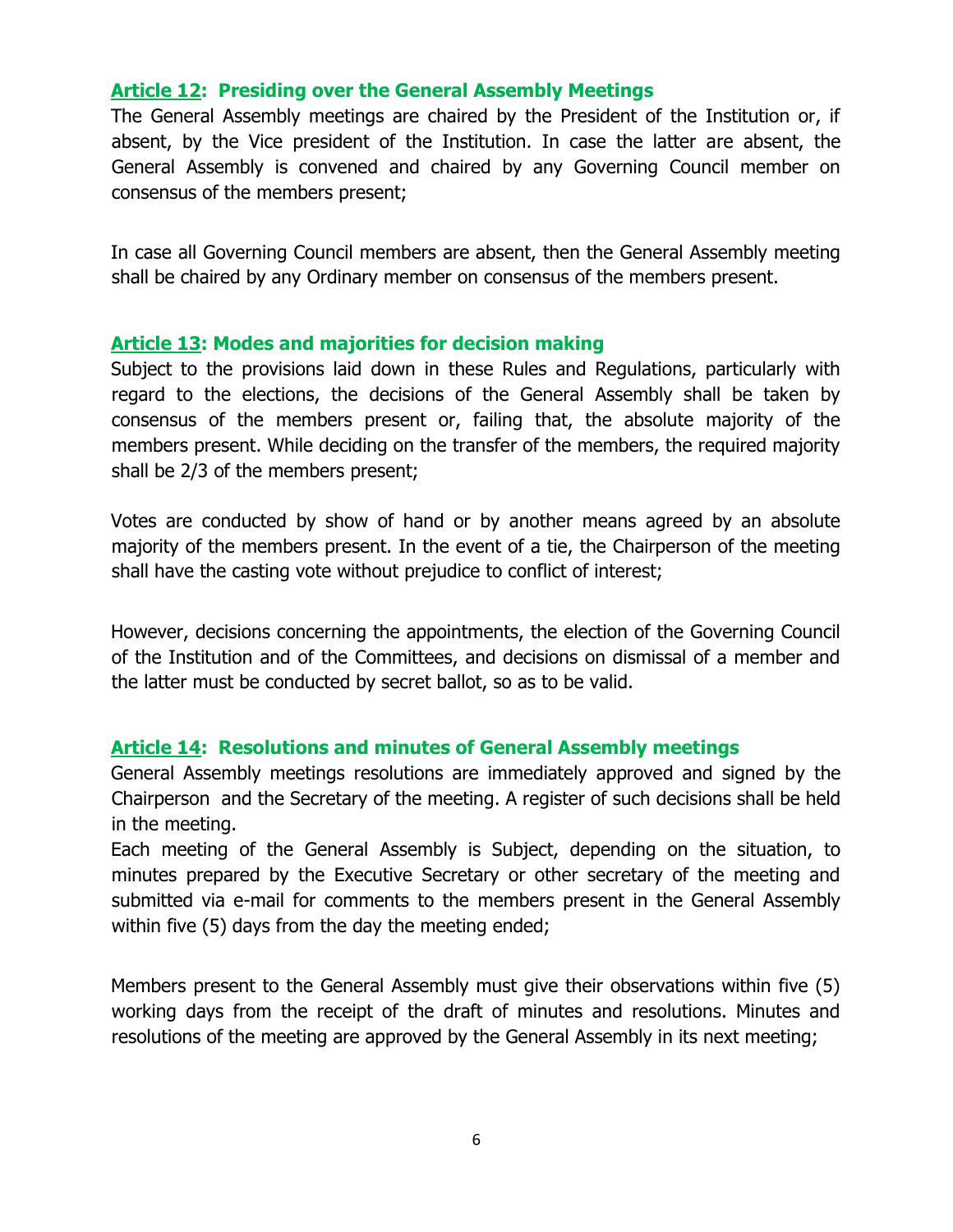### **Article 12: Presiding over the General Assembly Meetings**

The General Assembly meetings are chaired by the President of the Institution or, if absent, by the Vice president of the Institution. In case the latter are absent, the General Assembly is convened and chaired by any Governing Council member on consensus of the members present;

In case all Governing Council members are absent, then the General Assembly meeting shall be chaired by any Ordinary member on consensus of the members present.

### **Article 13: Modes and majorities for decision making**

Subject to the provisions laid down in these Rules and Regulations, particularly with regard to the elections, the decisions of the General Assembly shall be taken by consensus of the members present or, failing that, the absolute majority of the members present. While deciding on the transfer of the members, the required majority shall be 2/3 of the members present;

Votes are conducted by show of hand or by another means agreed by an absolute majority of the members present. In the event of a tie, the Chairperson of the meeting shall have the casting vote without prejudice to conflict of interest;

However, decisions concerning the appointments, the election of the Governing Council of the Institution and of the Committees, and decisions on dismissal of a member and the latter must be conducted by secret ballot, so as to be valid.

### **Article 14: Resolutions and minutes of General Assembly meetings**

General Assembly meetings resolutions are immediately approved and signed by the Chairperson and the Secretary of the meeting. A register of such decisions shall be held in the meeting.

Each meeting of the General Assembly is Subject, depending on the situation, to minutes prepared by the Executive Secretary or other secretary of the meeting and submitted via e-mail for comments to the members present in the General Assembly within five (5) days from the day the meeting ended;

Members present to the General Assembly must give their observations within five (5) working days from the receipt of the draft of minutes and resolutions. Minutes and resolutions of the meeting are approved by the General Assembly in its next meeting;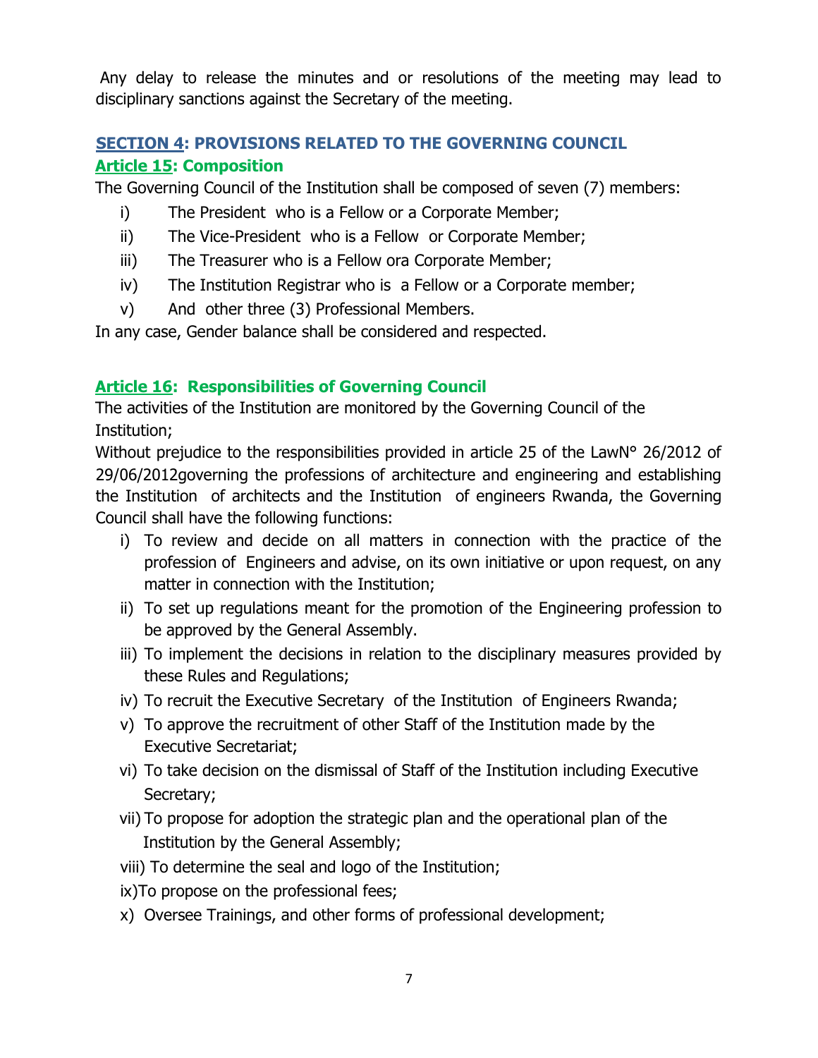Any delay to release the minutes and or resolutions of the meeting may lead to disciplinary sanctions against the Secretary of the meeting.

## SECTION 4: PROVISIONS RELATED TO THE GOVERNING COUNCIL

### Article 15: Composition

The Governing Council of the Institution shall be composed of seven (7) members:

i) The President who is a Fellow or a Corporate Member;

ii) The Vice-President who is a Fellow or Corporate Member;

iii) The Treasurer who is a Fellow ora Corporate Member;

iv) The Institution Registrar who is a Fellow or a Corporate member;

v) And other three (3) Professional Members.

In any case, Gender balance shall be considered and respected.

### Article 16: Responsibilities of Governing Council

The activities of the Institution are monitored by the Governing Council of the Institution;

Without prejudice to the responsibilities provided in article 25 of the LawN° 26/2012 of 29/06/2012governing the professions of architecture and engineering and establishing the Institution of architects and the Institution of engineers Rwanda, the Governing Council shall have the following functions:

i) To review and decide on all matters in connection with the practice of the profession of Engineers and advise, on its own initiative or upon request, on any matter in connection with the Institution;

ii) To set up regulations meant for the promotion of the Engineering profession to be approved by the General Assembly.

iii) To implement the decisions in relation to the disciplinary measures provided by these Rules and Regulations;

iv) To recruit the Executive Secretary of the Institution of Engineers Rwanda;

v) To approve the recruitment of other Staff of the Institution made by the Executive Secretariat;

vi) To take decision on the dismissal of Staff of the Institution including Executive Secretary;

vii) To propose for adoption the strategic plan and the operational plan of the Institution by the General Assembly;

viii) To determine the seal and logo of the Institution;

ix)To propose on the professional fees;

x) Oversee Trainings, and other forms of professional development;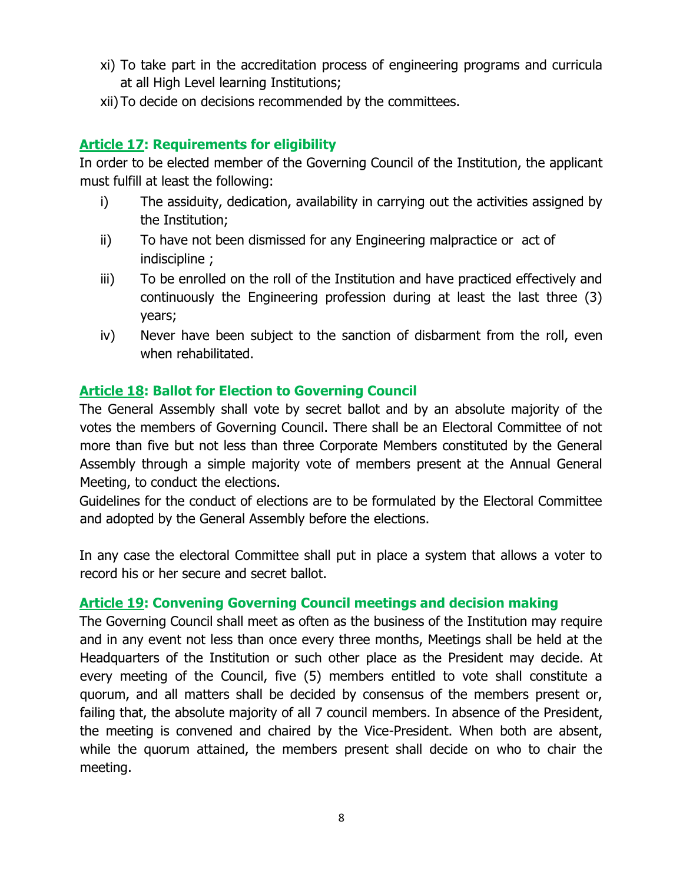xi) To take part in the accreditation process of engineering programs and curricula at all High Level learning Institutions;

xii) To decide on decisions recommended by the committees.

### **Article 17: Requirements for eligibility**

In order to be elected member of the Governing Council of the Institution, the applicant must fulfill at least the following:

i) The assiduity, dedication, availability in carrying out the activities assigned by the Institution;

ii) To have not been dismissed for any Engineering malpractice or act of indiscipline ;

iii) To be enrolled on the roll of the Institution and have practiced effectively and continuously the Engineering profession during at least the last three (3) years;

iv) Never have been subject to the sanction of disbarment from the roll, even when rehabilitated.

### **Article 18: Ballot for Election to Governing Council**

The General Assembly shall vote by secret ballot and by an absolute majority of the votes the members of Governing Council. There shall be an Electoral Committee of not more than five but not less than three Corporate Members constituted by the General Assembly through a simple majority vote of members present at the Annual General Meeting, to conduct the elections.

Guidelines for the conduct of elections are to be formulated by the Electoral Committee and adopted by the General Assembly before the elections.

In any case the electoral Committee shall put in place a system that allows a voter to record his or her secure and secret ballot.

### **Article 19: Convening Governing Council meetings and decision making**

The Governing Council shall meet as often as the business of the Institution may require and in any event not less than once every three months, Meetings shall be held at the Headquarters of the Institution or such other place as the President may decide. At every meeting of the Council, five (5) members entitled to vote shall constitute a quorum, and all matters shall be decided by consensus of the members present or, failing that, the absolute majority of all 7 council members. In absence of the President, the meeting is convened and chaired by the Vice-President. When both are absent, while the quorum attained, the members present shall decide on who to chair the meeting.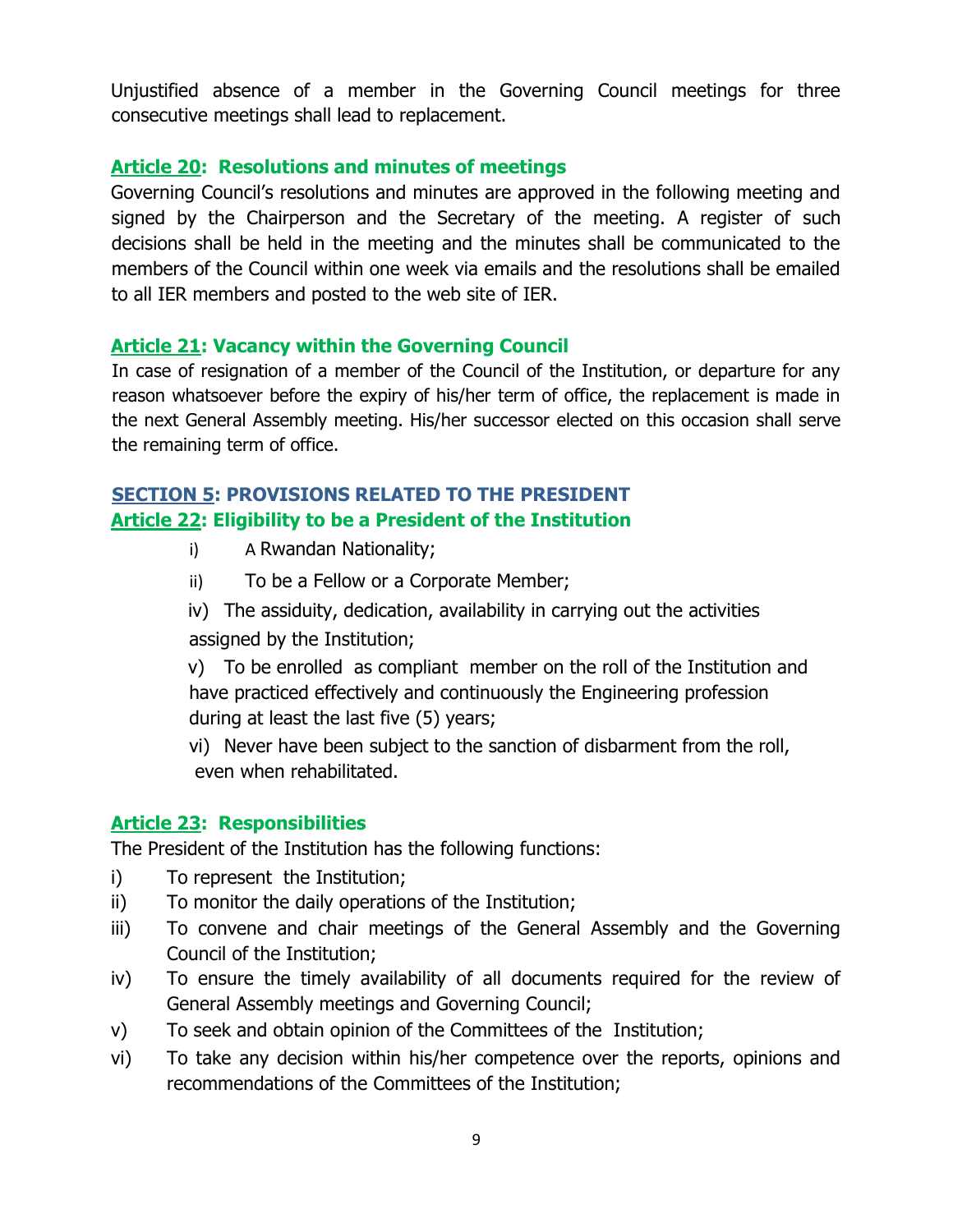Unjustified absence of a member in the Governing Council meetings for three consecutive meetings shall lead to replacement.

### Article 20: Resolutions and minutes of meetings

Governing Council's resolutions and minutes are approved in the following meeting and signed by the Chairperson and the Secretary of the meeting. A register of such decisions shall be held in the meeting and the minutes shall be communicated to the members of the Council within one week via emails and the resolutions shall be emailed to all IER members and posted to the web site of IER.

### Article 21: Vacancy within the Governing Council

In case of resignation of a member of the Council of the Institution, or departure for any reason whatsoever before the expiry of his/her term of office, the replacement is made in the next General Assembly meeting. His/her successor elected on this occasion shall serve the remaining term of office.

## SECTION 5: PROVISIONS RELATED TO THE PRESIDENT

### Article 22: Eligibility to be a President of the Institution

i) A Rwandan Nationality;

ii) To be a Fellow or a Corporate Member;

iv) The assiduity, dedication, availability in carrying out the activities assigned by the Institution;

v) To be enrolled as compliant member on the roll of the Institution and have practiced effectively and continuously the Engineering profession during at least the last five (5) years;

vi) Never have been subject to the sanction of disbarment from the roll, even when rehabilitated.

### Article 23: Responsibilities

The President of the Institution has the following functions:

i) To represent the Institution;

ii) To monitor the daily operations of the Institution;

iii) To convene and chair meetings of the General Assembly and the Governing Council of the Institution;

iv) To ensure the timely availability of all documents required for the review of General Assembly meetings and Governing Council;

v) To seek and obtain opinion of the Committees of the Institution;

vi) To take any decision within his/her competence over the reports, opinions and recommendations of the Committees of the Institution;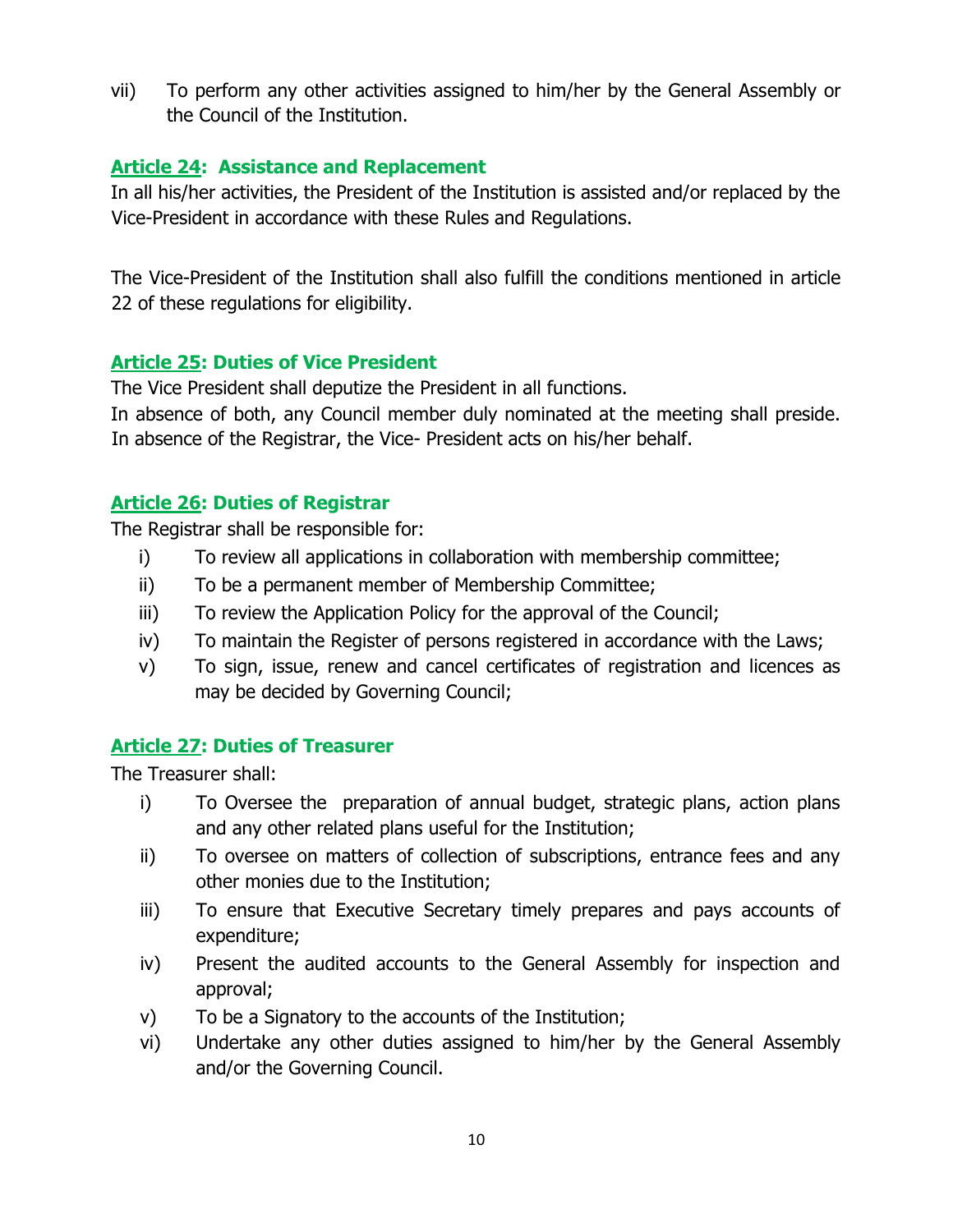vii) To perform any other activities assigned to him/her by the General Assembly or the Council of the Institution.

### Article 24: Assistance and Replacement

In all his/her activities, the President of the Institution is assisted and/or replaced by the Vice-President in accordance with these Rules and Regulations.

The Vice-President of the Institution shall also fulfill the conditions mentioned in article 22 of these regulations for eligibility.

### Article 25: Duties of Vice President

The Vice President shall deputize the President in all functions.
In absence of both, any Council member duly nominated at the meeting shall preside. In absence of the Registrar, the Vice- President acts on his/her behalf.

### Article 26: Duties of Registrar

The Registrar shall be responsible for:

i) To review all applications in collaboration with membership committee;
ii) To be a permanent member of Membership Committee;
iii) To review the Application Policy for the approval of the Council;
iv) To maintain the Register of persons registered in accordance with the Laws;
v) To sign, issue, renew and cancel certificates of registration and licences as may be decided by Governing Council;

### Article 27: Duties of Treasurer

The Treasurer shall:

i) To Oversee the preparation of annual budget, strategic plans, action plans and any other related plans useful for the Institution;
ii) To oversee on matters of collection of subscriptions, entrance fees and any other monies due to the Institution;
iii) To ensure that Executive Secretary timely prepares and pays accounts of expenditure;
iv) Present the audited accounts to the General Assembly for inspection and approval;
v) To be a Signatory to the accounts of the Institution;
vi) Undertake any other duties assigned to him/her by the General Assembly and/or the Governing Council.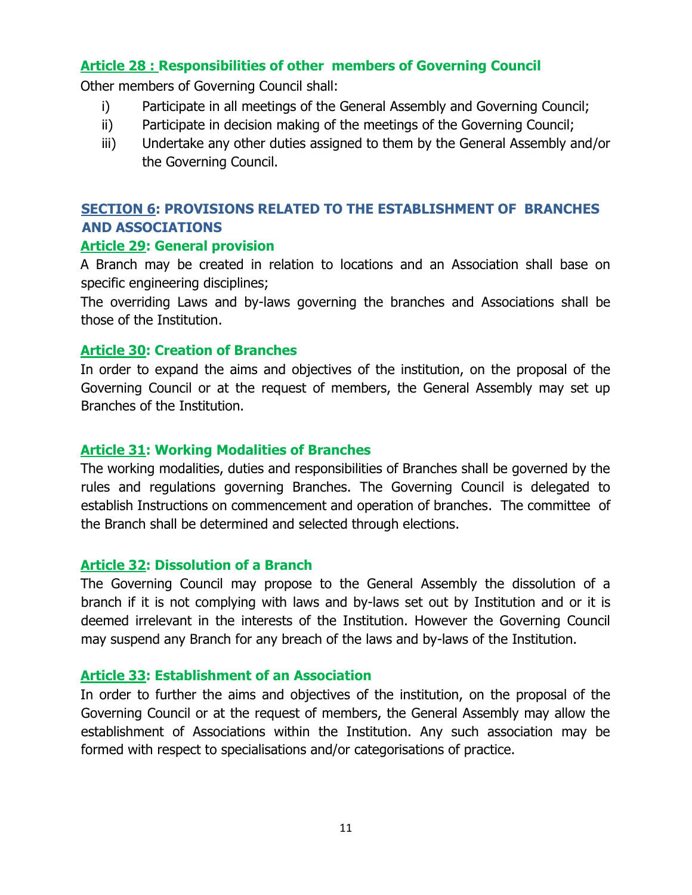### Article 28 : Responsibilities of other members of Governing Council

Other members of Governing Council shall:

i) Participate in all meetings of the General Assembly and Governing Council;
ii) Participate in decision making of the meetings of the Governing Council;
iii) Undertake any other duties assigned to them by the General Assembly and/or the Governing Council.

## SECTION 6: PROVISIONS RELATED TO THE ESTABLISHMENT OF BRANCHES AND ASSOCIATIONS

### Article 29: General provision

A Branch may be created in relation to locations and an Association shall base on specific engineering disciplines;

The overriding Laws and by-laws governing the branches and Associations shall be those of the Institution.

### Article 30: Creation of Branches

In order to expand the aims and objectives of the institution, on the proposal of the Governing Council or at the request of members, the General Assembly may set up Branches of the Institution.

### Article 31: Working Modalities of Branches

The working modalities, duties and responsibilities of Branches shall be governed by the rules and regulations governing Branches. The Governing Council is delegated to establish Instructions on commencement and operation of branches. The committee of the Branch shall be determined and selected through elections.

### Article 32: Dissolution of a Branch

The Governing Council may propose to the General Assembly the dissolution of a branch if it is not complying with laws and by-laws set out by Institution and or it is deemed irrelevant in the interests of the Institution. However the Governing Council may suspend any Branch for any breach of the laws and by-laws of the Institution.

### Article 33: Establishment of an Association

In order to further the aims and objectives of the institution, on the proposal of the Governing Council or at the request of members, the General Assembly may allow the establishment of Associations within the Institution. Any such association may be formed with respect to specialisations and/or categorisations of practice.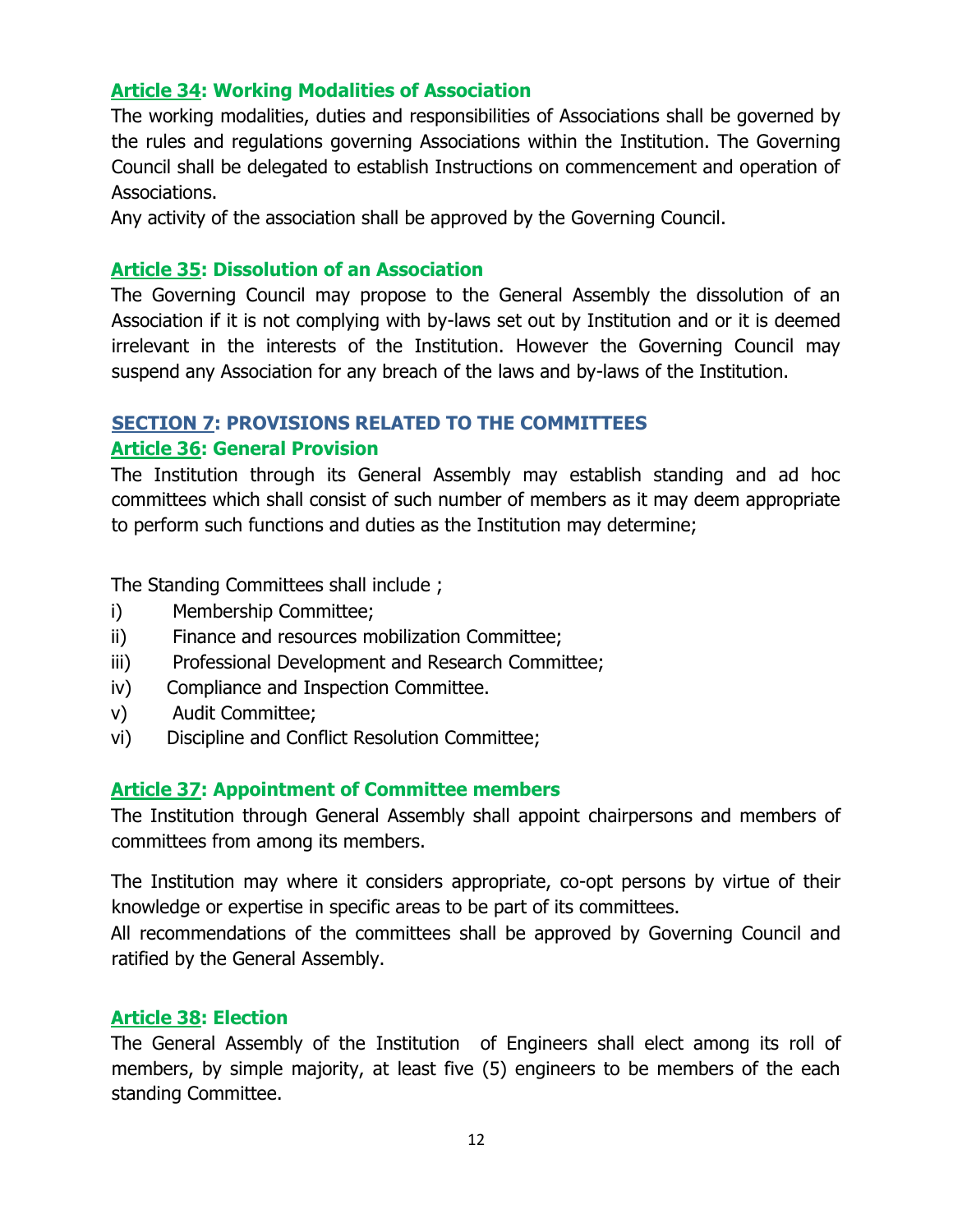### **Article 34: Working Modalities of Association**

The working modalities, duties and responsibilities of Associations shall be governed by the rules and regulations governing Associations within the Institution. The Governing Council shall be delegated to establish Instructions on commencement and operation of Associations.

Any activity of the association shall be approved by the Governing Council.

### **Article 35: Dissolution of an Association**

The Governing Council may propose to the General Assembly the dissolution of an Association if it is not complying with by-laws set out by Institution and or it is deemed irrelevant in the interests of the Institution. However the Governing Council may suspend any Association for any breach of the laws and by-laws of the Institution.

## **SECTION 7: PROVISIONS RELATED TO THE COMMITTEES**

### **Article 36: General Provision**

The Institution through its General Assembly may establish standing and ad hoc committees which shall consist of such number of members as it may deem appropriate to perform such functions and duties as the Institution may determine;

The Standing Committees shall include ;

i) Membership Committee;
ii) Finance and resources mobilization Committee;
iii) Professional Development and Research Committee;
iv) Compliance and Inspection Committee.
v) Audit Committee;
vi) Discipline and Conflict Resolution Committee;

### **Article 37: Appointment of Committee members**

The Institution through General Assembly shall appoint chairpersons and members of committees from among its members.

The Institution may where it considers appropriate, co-opt persons by virtue of their knowledge or expertise in specific areas to be part of its committees.

All recommendations of the committees shall be approved by Governing Council and ratified by the General Assembly.

### **Article 38: Election**

The General Assembly of the Institution of Engineers shall elect among its roll of members, by simple majority, at least five (5) engineers to be members of the each standing Committee.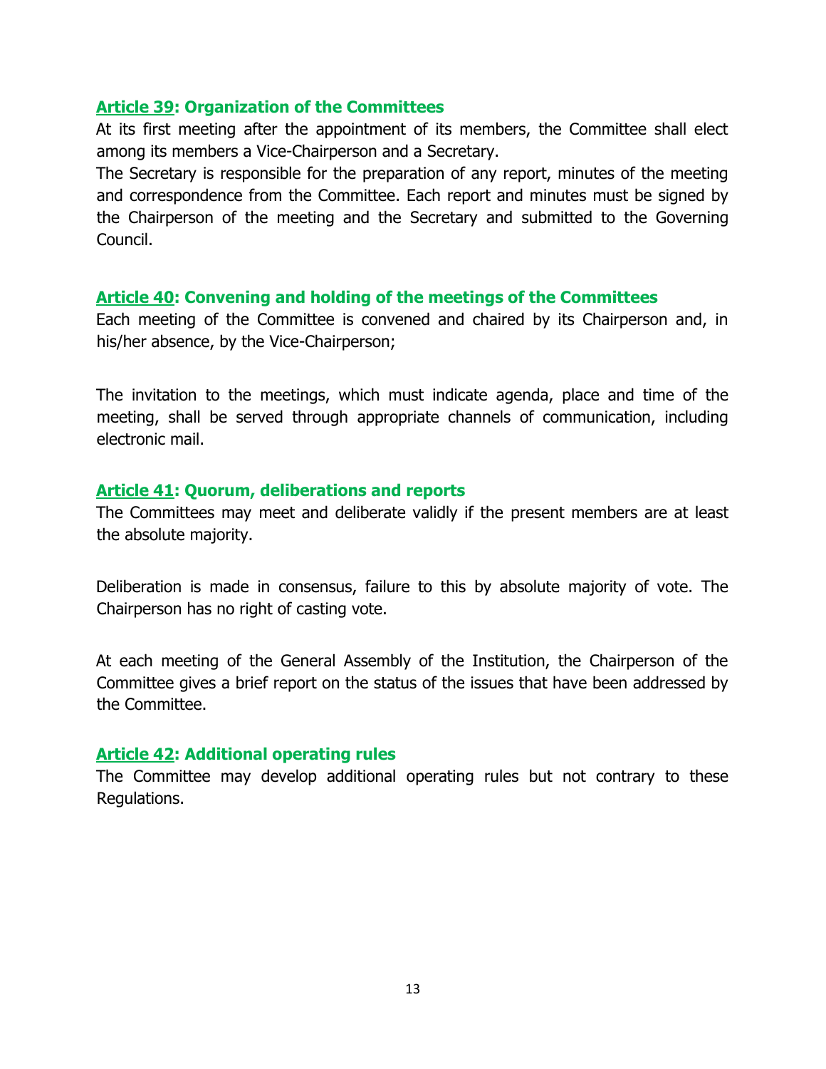### **Article 39: Organization of the Committees**

At its first meeting after the appointment of its members, the Committee shall elect among its members a Vice-Chairperson and a Secretary.

The Secretary is responsible for the preparation of any report, minutes of the meeting and correspondence from the Committee. Each report and minutes must be signed by the Chairperson of the meeting and the Secretary and submitted to the Governing Council.

### **Article 40: Convening and holding of the meetings of the Committees**

Each meeting of the Committee is convened and chaired by its Chairperson and, in his/her absence, by the Vice-Chairperson;

The invitation to the meetings, which must indicate agenda, place and time of the meeting, shall be served through appropriate channels of communication, including electronic mail.

### **Article 41: Quorum, deliberations and reports**

The Committees may meet and deliberate validly if the present members are at least the absolute majority.

Deliberation is made in consensus, failure to this by absolute majority of vote. The Chairperson has no right of casting vote.

At each meeting of the General Assembly of the Institution, the Chairperson of the Committee gives a brief report on the status of the issues that have been addressed by the Committee.

### **Article 42: Additional operating rules**

The Committee may develop additional operating rules but not contrary to these Regulations.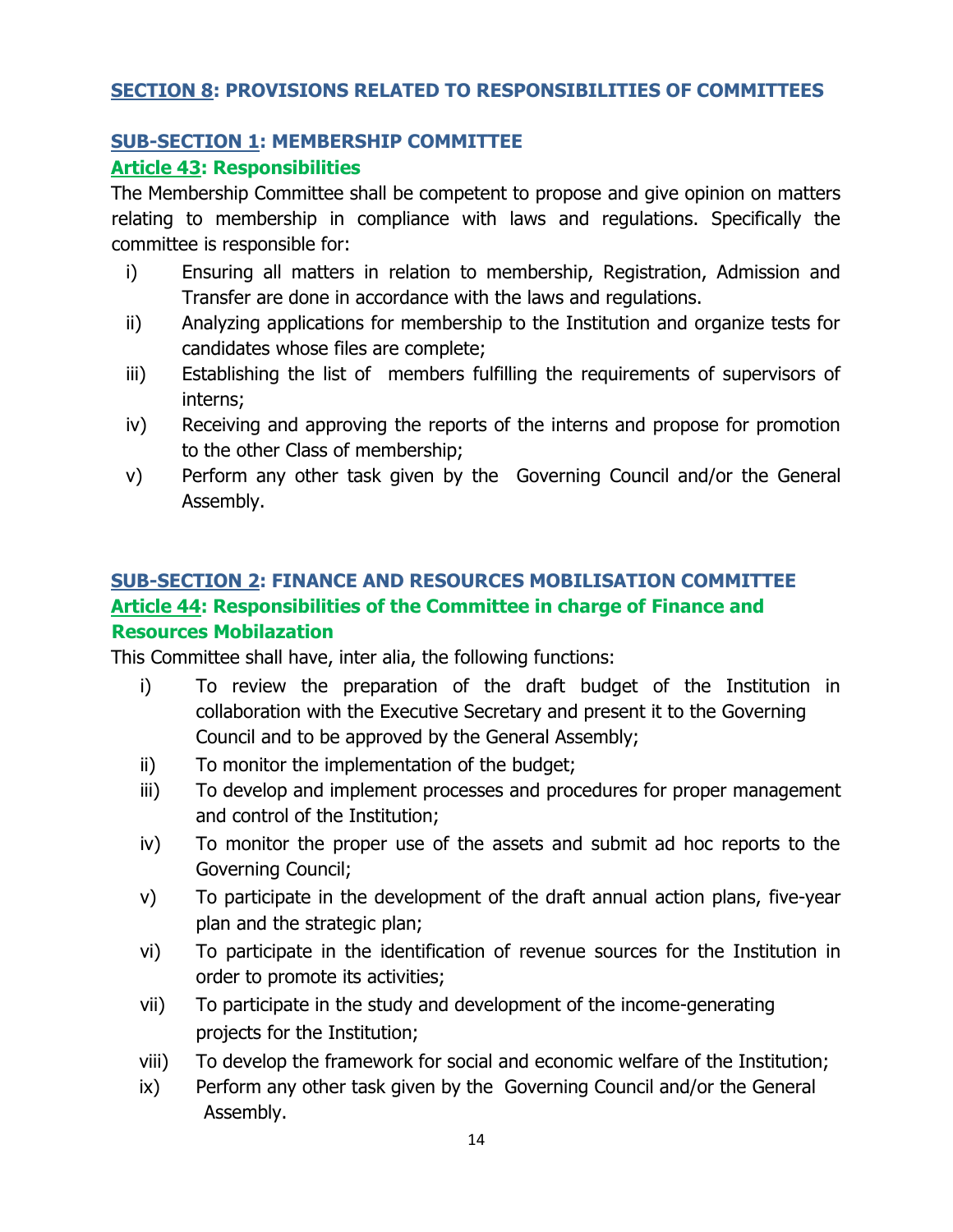## SECTION 8: PROVISIONS RELATED TO RESPONSIBILITIES OF COMMITTEES

### SUB-SECTION 1: MEMBERSHIP COMMITTEE

#### Article 43: Responsibilities

The Membership Committee shall be competent to propose and give opinion on matters relating to membership in compliance with laws and regulations. Specifically the committee is responsible for:

i) Ensuring all matters in relation to membership, Registration, Admission and Transfer are done in accordance with the laws and regulations.

ii) Analyzing applications for membership to the Institution and organize tests for candidates whose files are complete;

iii) Establishing the list of members fulfilling the requirements of supervisors of interns;

iv) Receiving and approving the reports of the interns and propose for promotion to the other Class of membership;

v) Perform any other task given by the Governing Council and/or the General Assembly.

### SUB-SECTION 2: FINANCE AND RESOURCES MOBILISATION COMMITTEE

#### Article 44: Responsibilities of the Committee in charge of Finance and Resources Mobilazation

This Committee shall have, inter alia, the following functions:

i) To review the preparation of the draft budget of the Institution in collaboration with the Executive Secretary and present it to the Governing Council and to be approved by the General Assembly;

ii) To monitor the implementation of the budget;

iii) To develop and implement processes and procedures for proper management and control of the Institution;

iv) To monitor the proper use of the assets and submit ad hoc reports to the Governing Council;

v) To participate in the development of the draft annual action plans, five-year plan and the strategic plan;

vi) To participate in the identification of revenue sources for the Institution in order to promote its activities;

vii) To participate in the study and development of the income-generating projects for the Institution;

viii) To develop the framework for social and economic welfare of the Institution;

ix) Perform any other task given by the Governing Council and/or the General Assembly.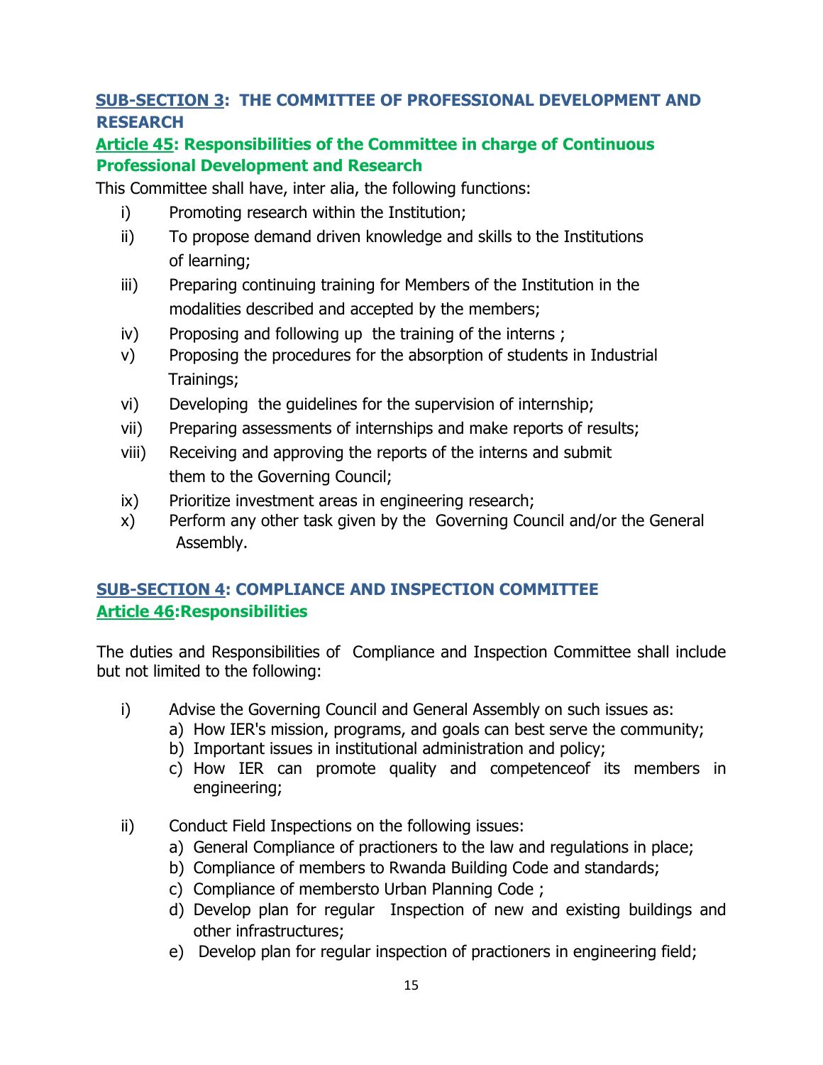## SUB-SECTION 3: THE COMMITTEE OF PROFESSIONAL DEVELOPMENT AND RESEARCH

### Article 45: Responsibilities of the Committee in charge of Continuous Professional Development and Research

This Committee shall have, inter alia, the following functions:

i) Promoting research within the Institution;

ii) To propose demand driven knowledge and skills to the Institutions of learning;

iii) Preparing continuing training for Members of the Institution in the modalities described and accepted by the members;

iv) Proposing and following up the training of the interns ;

v) Proposing the procedures for the absorption of students in Industrial Trainings;

vi) Developing the guidelines for the supervision of internship;

vii) Preparing assessments of internships and make reports of results;

viii) Receiving and approving the reports of the interns and submit them to the Governing Council;

ix) Prioritize investment areas in engineering research;

x) Perform any other task given by the Governing Council and/or the General Assembly.

## SUB-SECTION 4: COMPLIANCE AND INSPECTION COMMITTEE

### Article 46:Responsibilities

The duties and Responsibilities of Compliance and Inspection Committee shall include but not limited to the following:

i) Advise the Governing Council and General Assembly on such issues as:
   a) How IER's mission, programs, and goals can best serve the community;
   b) Important issues in institutional administration and policy;
   c) How IER can promote quality and competenceof its members in engineering;

ii) Conduct Field Inspections on the following issues:
   a) General Compliance of practioners to the law and regulations in place;
   b) Compliance of members to Rwanda Building Code and standards;
   c) Compliance of membersto Urban Planning Code ;
   d) Develop plan for regular Inspection of new and existing buildings and other infrastructures;
   e) Develop plan for regular inspection of practioners in engineering field;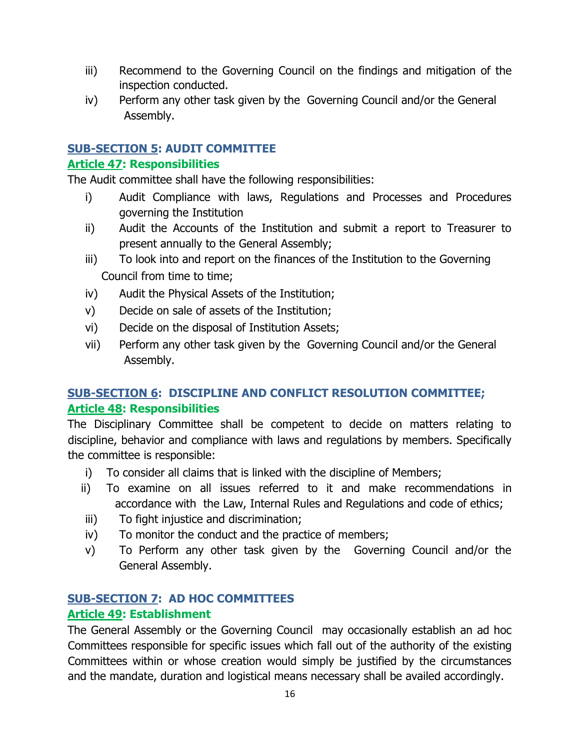iii) Recommend to the Governing Council on the findings and mitigation of the inspection conducted.

iv) Perform any other task given by the Governing Council and/or the General Assembly.

### SUB-SECTION 5: AUDIT COMMITTEE

#### Article 47: Responsibilities

The Audit committee shall have the following responsibilities:

i) Audit Compliance with laws, Regulations and Processes and Procedures governing the Institution

ii) Audit the Accounts of the Institution and submit a report to Treasurer to present annually to the General Assembly;

iii) To look into and report on the finances of the Institution to the Governing Council from time to time;

iv) Audit the Physical Assets of the Institution;

v) Decide on sale of assets of the Institution;

vi) Decide on the disposal of Institution Assets;

vii) Perform any other task given by the Governing Council and/or the General Assembly.

### SUB-SECTION 6: DISCIPLINE AND CONFLICT RESOLUTION COMMITTEE;

#### Article 48: Responsibilities

The Disciplinary Committee shall be competent to decide on matters relating to discipline, behavior and compliance with laws and regulations by members. Specifically the committee is responsible:

i) To consider all claims that is linked with the discipline of Members;

ii) To examine on all issues referred to it and make recommendations in accordance with the Law, Internal Rules and Regulations and code of ethics;

iii) To fight injustice and discrimination;

iv) To monitor the conduct and the practice of members;

v) To Perform any other task given by the Governing Council and/or the General Assembly.

### SUB-SECTION 7: AD HOC COMMITTEES

#### Article 49: Establishment

The General Assembly or the Governing Council may occasionally establish an ad hoc Committees responsible for specific issues which fall out of the authority of the existing Committees within or whose creation would simply be justified by the circumstances and the mandate, duration and logistical means necessary shall be availed accordingly.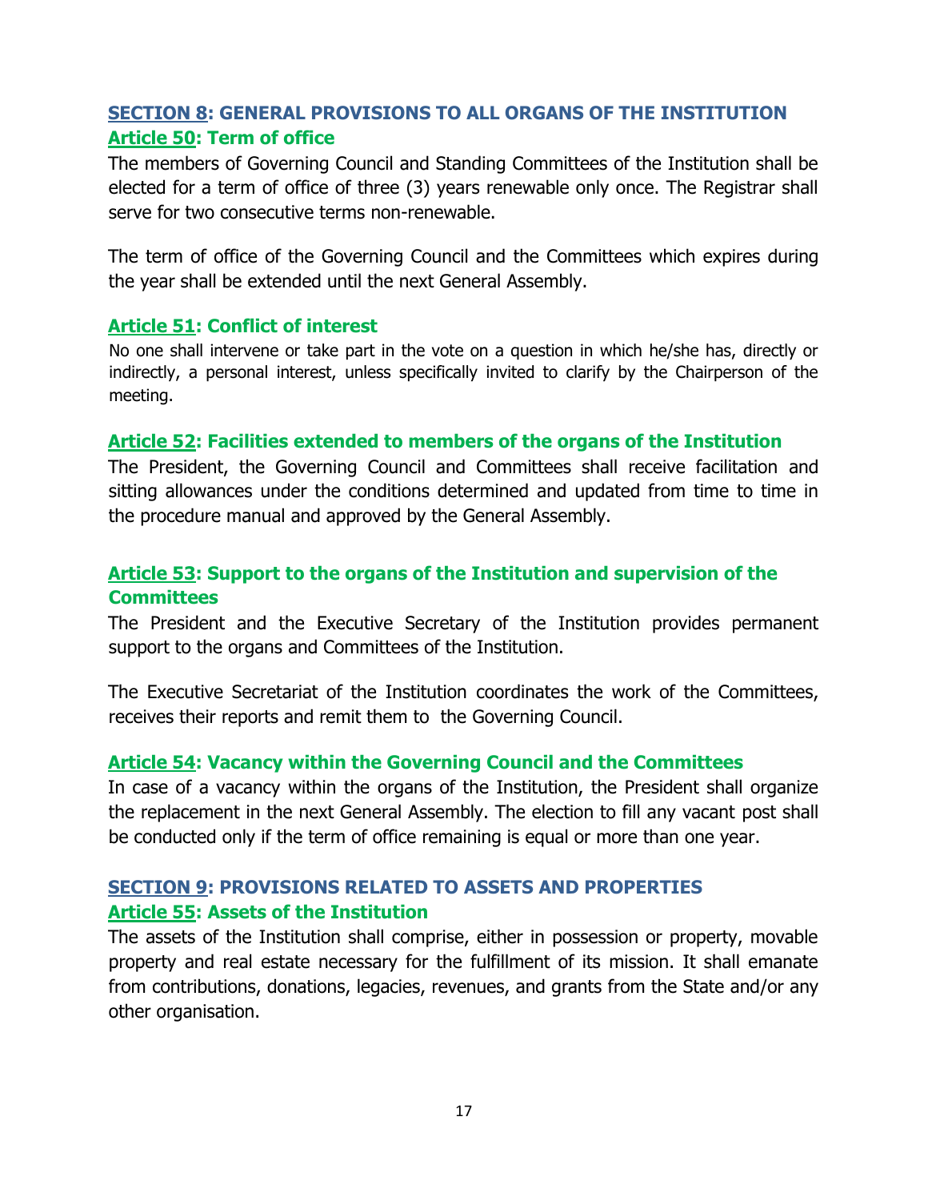## SECTION 8: GENERAL PROVISIONS TO ALL ORGANS OF THE INSTITUTION

### Article 50: Term of office

The members of Governing Council and Standing Committees of the Institution shall be elected for a term of office of three (3) years renewable only once. The Registrar shall serve for two consecutive terms non-renewable.

The term of office of the Governing Council and the Committees which expires during the year shall be extended until the next General Assembly.

### Article 51: Conflict of interest

No one shall intervene or take part in the vote on a question in which he/she has, directly or indirectly, a personal interest, unless specifically invited to clarify by the Chairperson of the meeting.

### Article 52: Facilities extended to members of the organs of the Institution

The President, the Governing Council and Committees shall receive facilitation and sitting allowances under the conditions determined and updated from time to time in the procedure manual and approved by the General Assembly.

### Article 53: Support to the organs of the Institution and supervision of the Committees

The President and the Executive Secretary of the Institution provides permanent support to the organs and Committees of the Institution.

The Executive Secretariat of the Institution coordinates the work of the Committees, receives their reports and remit them to the Governing Council.

### Article 54: Vacancy within the Governing Council and the Committees

In case of a vacancy within the organs of the Institution, the President shall organize the replacement in the next General Assembly. The election to fill any vacant post shall be conducted only if the term of office remaining is equal or more than one year.

## SECTION 9: PROVISIONS RELATED TO ASSETS AND PROPERTIES

### Article 55: Assets of the Institution

The assets of the Institution shall comprise, either in possession or property, movable property and real estate necessary for the fulfillment of its mission. It shall emanate from contributions, donations, legacies, revenues, and grants from the State and/or any other organisation.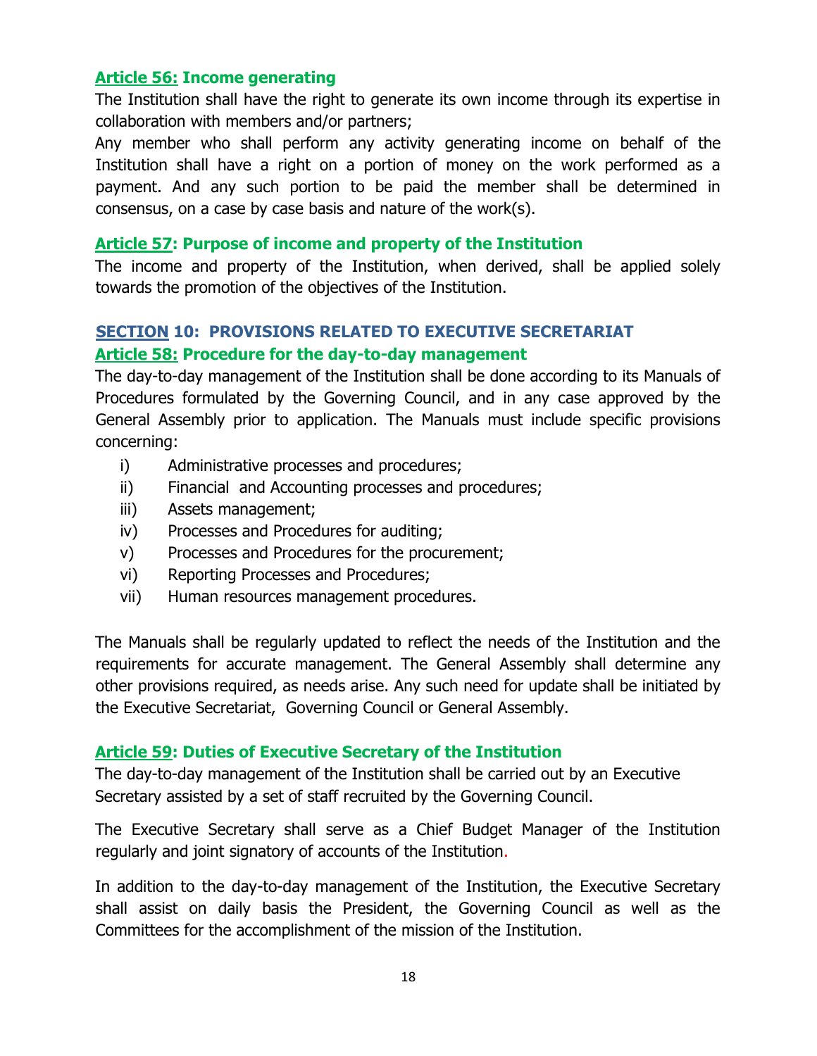### Article 56: Income generating

The Institution shall have the right to generate its own income through its expertise in collaboration with members and/or partners;

Any member who shall perform any activity generating income on behalf of the Institution shall have a right on a portion of money on the work performed as a payment. And any such portion to be paid the member shall be determined in consensus, on a case by case basis and nature of the work(s).

### Article 57: Purpose of income and property of the Institution

The income and property of the Institution, when derived, shall be applied solely towards the promotion of the objectives of the Institution.

## SECTION 10: PROVISIONS RELATED TO EXECUTIVE SECRETARIAT

### Article 58: Procedure for the day-to-day management

The day-to-day management of the Institution shall be done according to its Manuals of Procedures formulated by the Governing Council, and in any case approved by the General Assembly prior to application. The Manuals must include specific provisions concerning:

i) Administrative processes and procedures;
ii) Financial and Accounting processes and procedures;
iii) Assets management;
iv) Processes and Procedures for auditing;
v) Processes and Procedures for the procurement;
vi) Reporting Processes and Procedures;
vii) Human resources management procedures.

The Manuals shall be regularly updated to reflect the needs of the Institution and the requirements for accurate management. The General Assembly shall determine any other provisions required, as needs arise. Any such need for update shall be initiated by the Executive Secretariat, Governing Council or General Assembly.

### Article 59: Duties of Executive Secretary of the Institution

The day-to-day management of the Institution shall be carried out by an Executive Secretary assisted by a set of staff recruited by the Governing Council.

The Executive Secretary shall serve as a Chief Budget Manager of the Institution regularly and joint signatory of accounts of the Institution.

In addition to the day-to-day management of the Institution, the Executive Secretary shall assist on daily basis the President, the Governing Council as well as the Committees for the accomplishment of the mission of the Institution.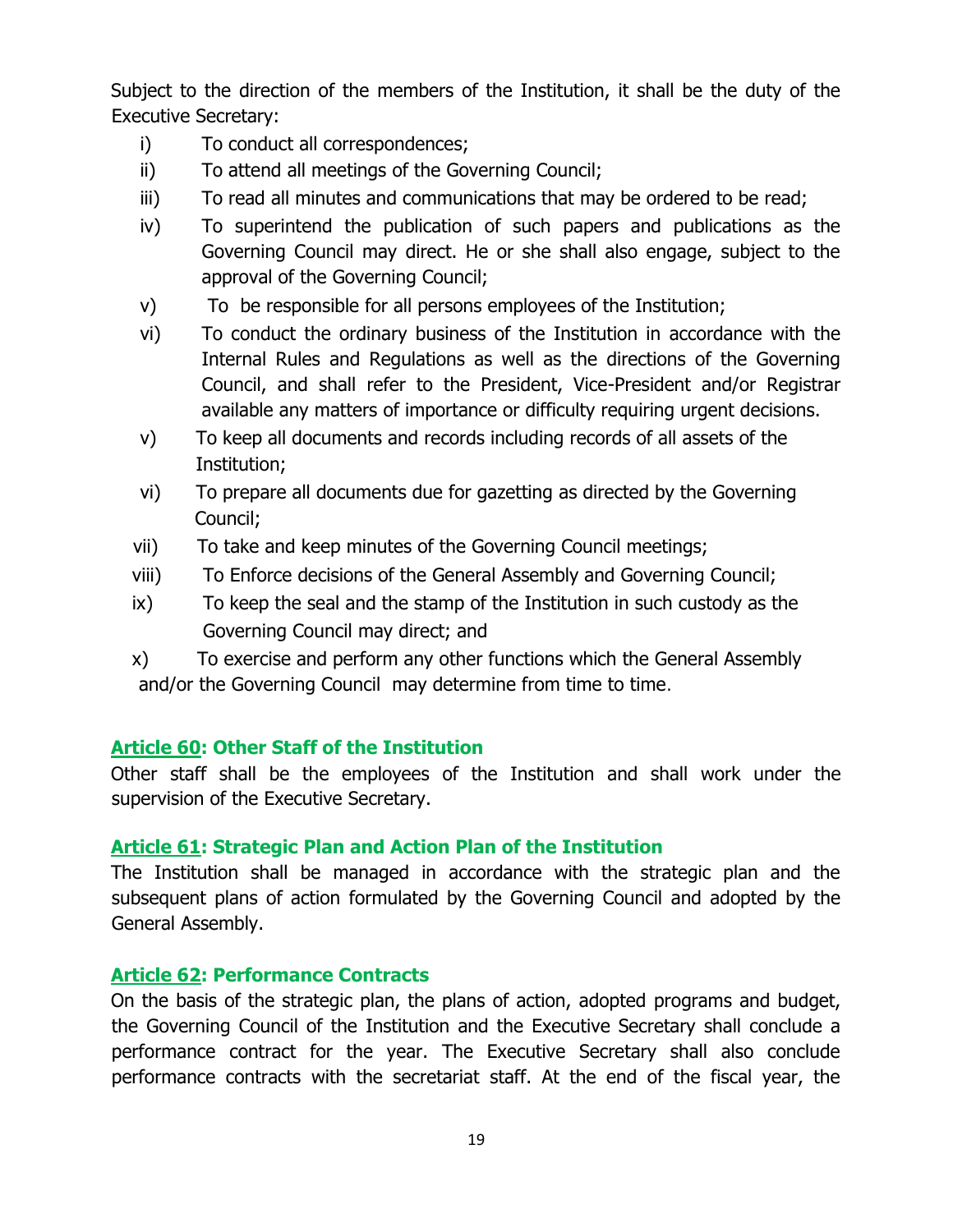Subject to the direction of the members of the Institution, it shall be the duty of the Executive Secretary:

i) To conduct all correspondences;

ii) To attend all meetings of the Governing Council;

iii) To read all minutes and communications that may be ordered to be read;

iv) To superintend the publication of such papers and publications as the Governing Council may direct. He or she shall also engage, subject to the approval of the Governing Council;

v) To be responsible for all persons employees of the Institution;

vi) To conduct the ordinary business of the Institution in accordance with the Internal Rules and Regulations as well as the directions of the Governing Council, and shall refer to the President, Vice-President and/or Registrar available any matters of importance or difficulty requiring urgent decisions.

v) To keep all documents and records including records of all assets of the Institution;

vi) To prepare all documents due for gazetting as directed by the Governing Council;

vii) To take and keep minutes of the Governing Council meetings;

viii) To Enforce decisions of the General Assembly and Governing Council;

ix) To keep the seal and the stamp of the Institution in such custody as the Governing Council may direct; and

x) To exercise and perform any other functions which the General Assembly and/or the Governing Council may determine from time to time.

### **Article 60: Other Staff of the Institution**

Other staff shall be the employees of the Institution and shall work under the supervision of the Executive Secretary.

### **Article 61: Strategic Plan and Action Plan of the Institution**

The Institution shall be managed in accordance with the strategic plan and the subsequent plans of action formulated by the Governing Council and adopted by the General Assembly.

### **Article 62: Performance Contracts**

On the basis of the strategic plan, the plans of action, adopted programs and budget, the Governing Council of the Institution and the Executive Secretary shall conclude a performance contract for the year. The Executive Secretary shall also conclude performance contracts with the secretariat staff. At the end of the fiscal year, the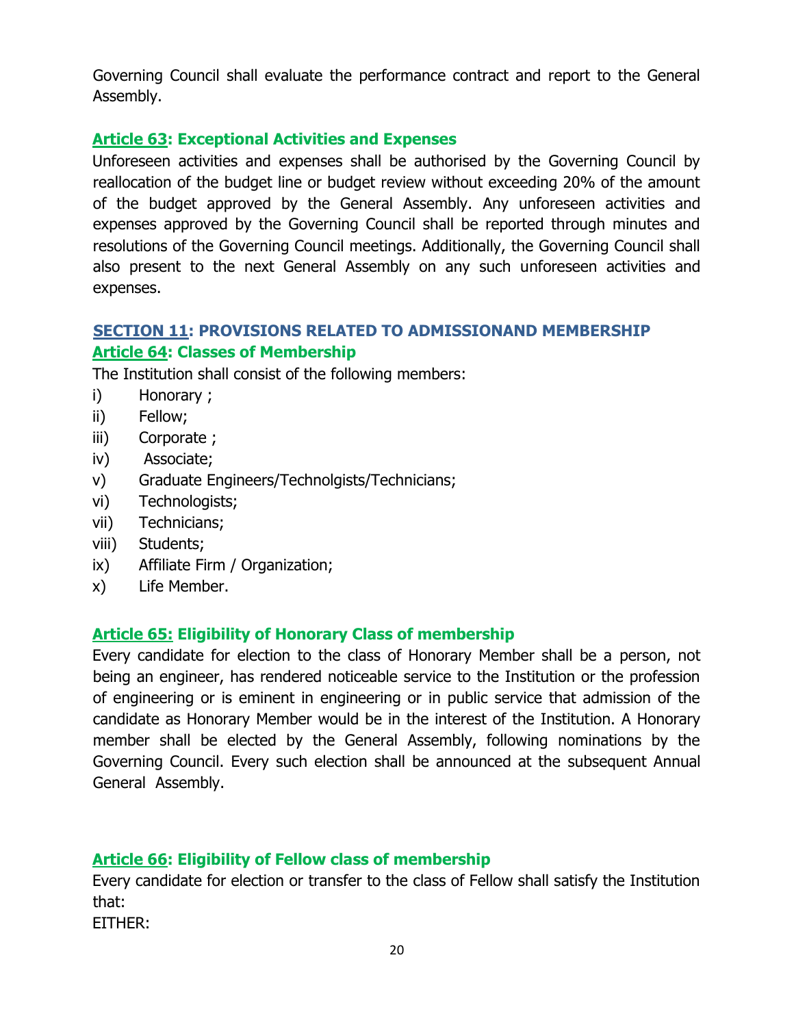Governing Council shall evaluate the performance contract and report to the General Assembly.

### Article 63: Exceptional Activities and Expenses

Unforeseen activities and expenses shall be authorised by the Governing Council by reallocation of the budget line or budget review without exceeding 20% of the amount of the budget approved by the General Assembly. Any unforeseen activities and expenses approved by the Governing Council shall be reported through minutes and resolutions of the Governing Council meetings. Additionally, the Governing Council shall also present to the next General Assembly on any such unforeseen activities and expenses.

## SECTION 11: PROVISIONS RELATED TO ADMISSIONAND MEMBERSHIP

### Article 64: Classes of Membership

The Institution shall consist of the following members:

i) Honorary ;
ii) Fellow;
iii) Corporate ;
iv) Associate;
v) Graduate Engineers/Technolgists/Technicians;
vi) Technologists;
vii) Technicians;
viii) Students;
ix) Affiliate Firm / Organization;
x) Life Member.

### Article 65: Eligibility of Honorary Class of membership

Every candidate for election to the class of Honorary Member shall be a person, not being an engineer, has rendered noticeable service to the Institution or the profession of engineering or is eminent in engineering or in public service that admission of the candidate as Honorary Member would be in the interest of the Institution. A Honorary member shall be elected by the General Assembly, following nominations by the Governing Council. Every such election shall be announced at the subsequent Annual General Assembly.

### Article 66: Eligibility of Fellow class of membership

Every candidate for election or transfer to the class of Fellow shall satisfy the Institution that:

EITHER: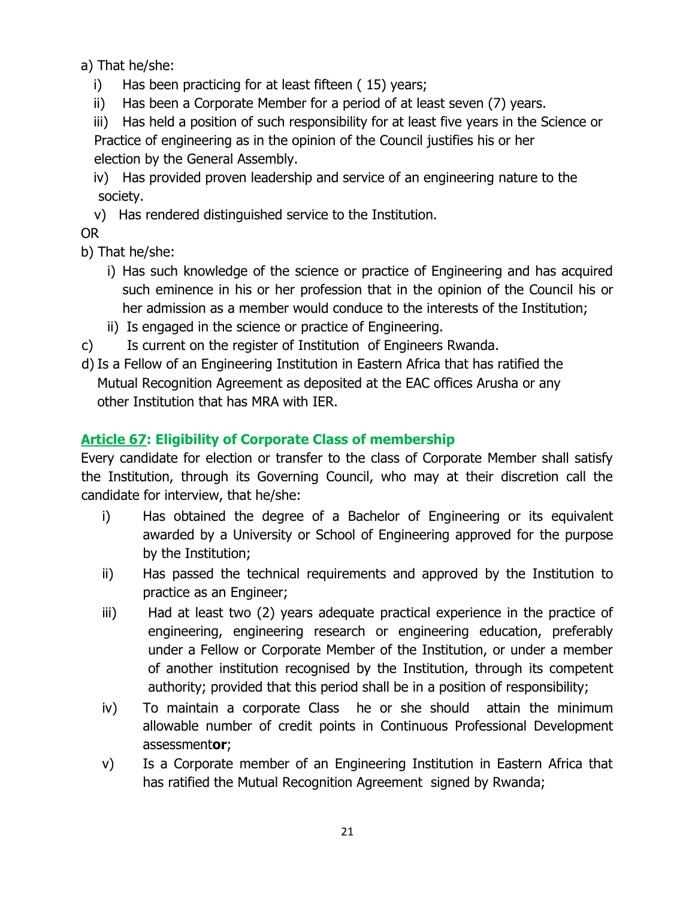a) That he/she:

i) Has been practicing for at least fifteen ( 15) years;

ii) Has been a Corporate Member for a period of at least seven (7) years.

iii) Has held a position of such responsibility for at least five years in the Science or Practice of engineering as in the opinion of the Council justifies his or her election by the General Assembly.

iv) Has provided proven leadership and service of an engineering nature to the society.

v) Has rendered distinguished service to the Institution.

OR

b) That he/she:

i) Has such knowledge of the science or practice of Engineering and has acquired such eminence in his or her profession that in the opinion of the Council his or her admission as a member would conduce to the interests of the Institution;

ii) Is engaged in the science or practice of Engineering.

c) Is current on the register of Institution of Engineers Rwanda.

d) Is a Fellow of an Engineering Institution in Eastern Africa that has ratified the Mutual Recognition Agreement as deposited at the EAC offices Arusha or any other Institution that has MRA with IER.

## Article 67: Eligibility of Corporate Class of membership

Every candidate for election or transfer to the class of Corporate Member shall satisfy the Institution, through its Governing Council, who may at their discretion call the candidate for interview, that he/she:

i) Has obtained the degree of a Bachelor of Engineering or its equivalent awarded by a University or School of Engineering approved for the purpose by the Institution;

ii) Has passed the technical requirements and approved by the Institution to practice as an Engineer;

iii) Had at least two (2) years adequate practical experience in the practice of engineering, engineering research or engineering education, preferably under a Fellow or Corporate Member of the Institution, or under a member of another institution recognised by the Institution, through its competent authority; provided that this period shall be in a position of responsibility;

iv) To maintain a corporate Class he or she should attain the minimum allowable number of credit points in Continuous Professional Development assessment**or**;

v) Is a Corporate member of an Engineering Institution in Eastern Africa that has ratified the Mutual Recognition Agreement signed by Rwanda;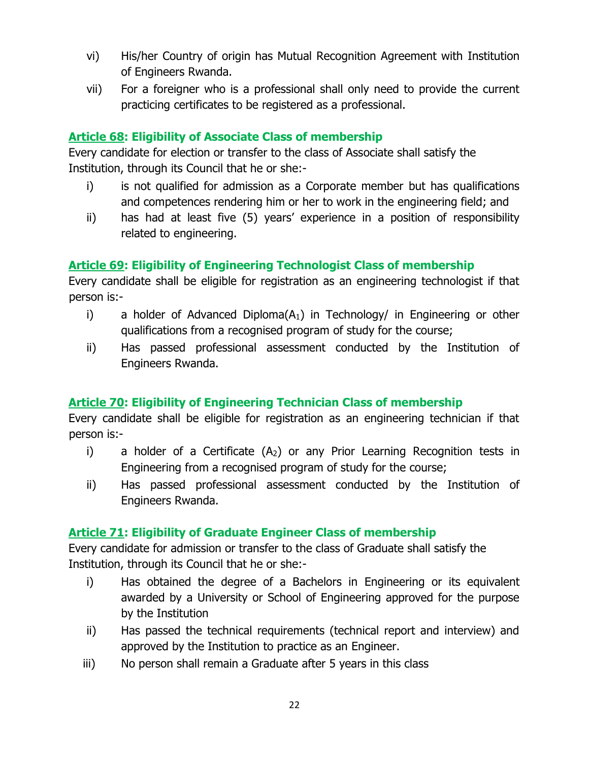vi) His/her Country of origin has Mutual Recognition Agreement with Institution of Engineers Rwanda.

vii) For a foreigner who is a professional shall only need to provide the current practicing certificates to be registered as a professional.

### Article 68: Eligibility of Associate Class of membership

Every candidate for election or transfer to the class of Associate shall satisfy the Institution, through its Council that he or she:-

i) is not qualified for admission as a Corporate member but has qualifications and competences rendering him or her to work in the engineering field; and

ii) has had at least five (5) years' experience in a position of responsibility related to engineering.

### Article 69: Eligibility of Engineering Technologist Class of membership

Every candidate shall be eligible for registration as an engineering technologist if that person is:-

i) a holder of Advanced Diploma($A_1$) in Technology/ in Engineering or other qualifications from a recognised program of study for the course;

ii) Has passed professional assessment conducted by the Institution of Engineers Rwanda.

### Article 70: Eligibility of Engineering Technician Class of membership

Every candidate shall be eligible for registration as an engineering technician if that person is:-

i) a holder of a Certificate ($A_2$) or any Prior Learning Recognition tests in Engineering from a recognised program of study for the course;

ii) Has passed professional assessment conducted by the Institution of Engineers Rwanda.

### Article 71: Eligibility of Graduate Engineer Class of membership

Every candidate for admission or transfer to the class of Graduate shall satisfy the Institution, through its Council that he or she:-

i) Has obtained the degree of a Bachelors in Engineering or its equivalent awarded by a University or School of Engineering approved for the purpose by the Institution

ii) Has passed the technical requirements (technical report and interview) and approved by the Institution to practice as an Engineer.

iii) No person shall remain a Graduate after 5 years in this class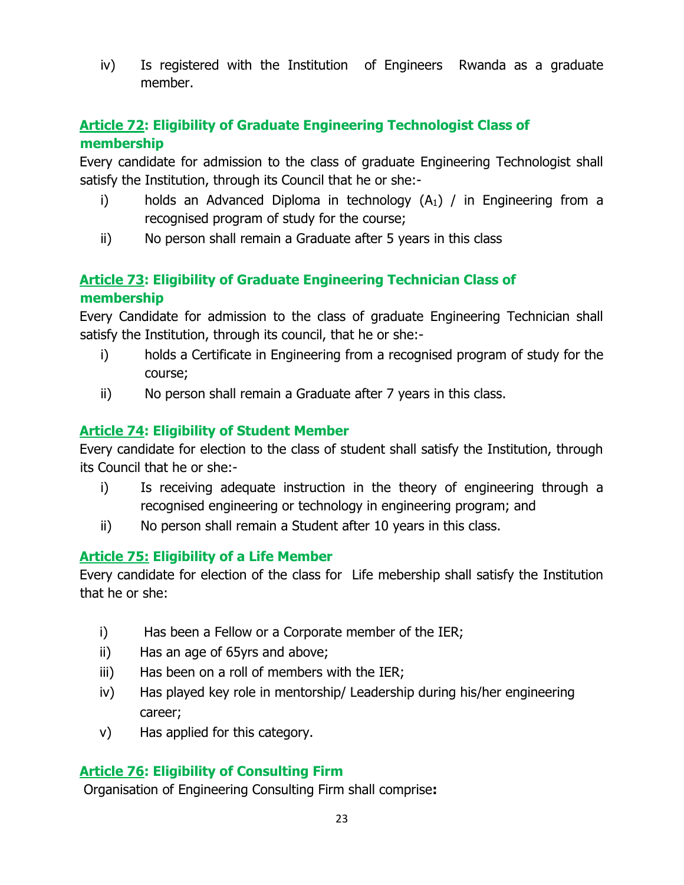iv) Is registered with the Institution of Engineers Rwanda as a graduate member.

## Article 72: Eligibility of Graduate Engineering Technologist Class of membership

Every candidate for admission to the class of graduate Engineering Technologist shall satisfy the Institution, through its Council that he or she:-

i) holds an Advanced Diploma in technology ($A_1$) / in Engineering from a recognised program of study for the course;

ii) No person shall remain a Graduate after 5 years in this class

## Article 73: Eligibility of Graduate Engineering Technician Class of membership

Every Candidate for admission to the class of graduate Engineering Technician shall satisfy the Institution, through its council, that he or she:-

i) holds a Certificate in Engineering from a recognised program of study for the course;

ii) No person shall remain a Graduate after 7 years in this class.

## Article 74: Eligibility of Student Member

Every candidate for election to the class of student shall satisfy the Institution, through its Council that he or she:-

i) Is receiving adequate instruction in the theory of engineering through a recognised engineering or technology in engineering program; and

ii) No person shall remain a Student after 10 years in this class.

## Article 75: Eligibility of a Life Member

Every candidate for election of the class for Life mebership shall satisfy the Institution that he or she:

i) Has been a Fellow or a Corporate member of the IER;

ii) Has an age of 65yrs and above;

iii) Has been on a roll of members with the IER;

iv) Has played key role in mentorship/ Leadership during his/her engineering career;

v) Has applied for this category.

## Article 76: Eligibility of Consulting Firm

Organisation of Engineering Consulting Firm shall comprise**:**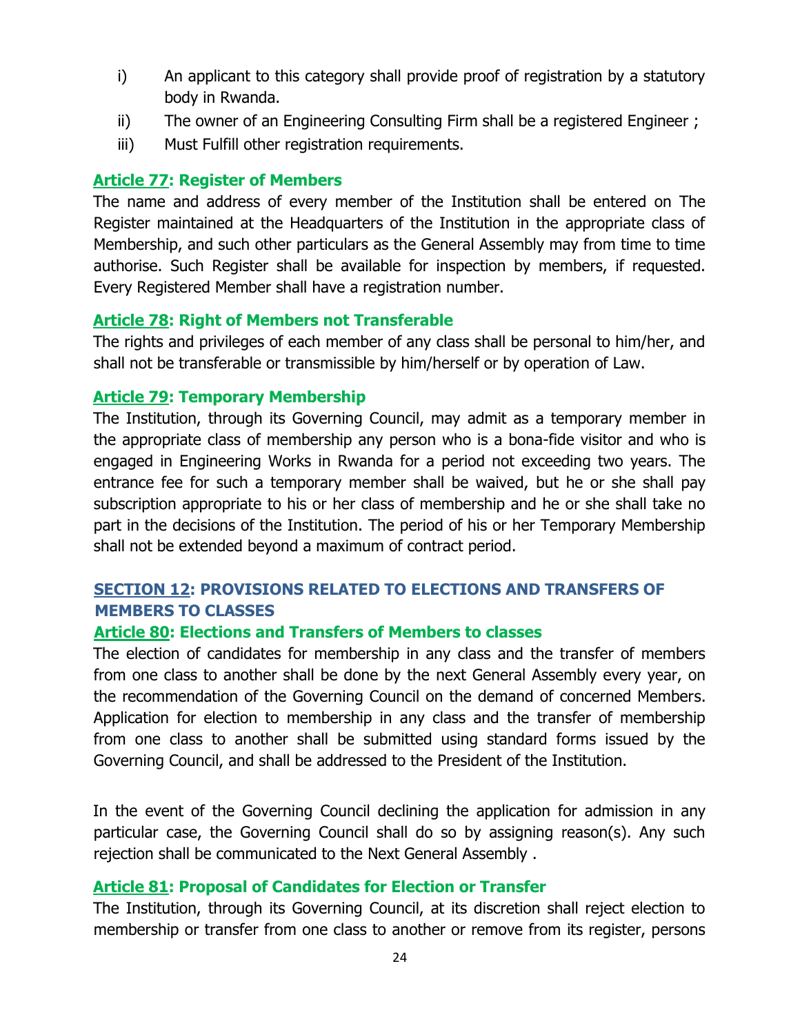i) An applicant to this category shall provide proof of registration by a statutory body in Rwanda.

ii) The owner of an Engineering Consulting Firm shall be a registered Engineer ;

iii) Must Fulfill other registration requirements.

### Article 77: Register of Members

The name and address of every member of the Institution shall be entered on The Register maintained at the Headquarters of the Institution in the appropriate class of Membership, and such other particulars as the General Assembly may from time to time authorise. Such Register shall be available for inspection by members, if requested. Every Registered Member shall have a registration number.

### Article 78: Right of Members not Transferable

The rights and privileges of each member of any class shall be personal to him/her, and shall not be transferable or transmissible by him/herself or by operation of Law.

### Article 79: Temporary Membership

The Institution, through its Governing Council, may admit as a temporary member in the appropriate class of membership any person who is a bona-fide visitor and who is engaged in Engineering Works in Rwanda for a period not exceeding two years. The entrance fee for such a temporary member shall be waived, but he or she shall pay subscription appropriate to his or her class of membership and he or she shall take no part in the decisions of the Institution. The period of his or her Temporary Membership shall not be extended beyond a maximum of contract period.

## SECTION 12: PROVISIONS RELATED TO ELECTIONS AND TRANSFERS OF MEMBERS TO CLASSES

### Article 80: Elections and Transfers of Members to classes

The election of candidates for membership in any class and the transfer of members from one class to another shall be done by the next General Assembly every year, on the recommendation of the Governing Council on the demand of concerned Members. Application for election to membership in any class and the transfer of membership from one class to another shall be submitted using standard forms issued by the Governing Council, and shall be addressed to the President of the Institution.

In the event of the Governing Council declining the application for admission in any particular case, the Governing Council shall do so by assigning reason(s). Any such rejection shall be communicated to the Next General Assembly .

### Article 81: Proposal of Candidates for Election or Transfer

The Institution, through its Governing Council, at its discretion shall reject election to membership or transfer from one class to another or remove from its register, persons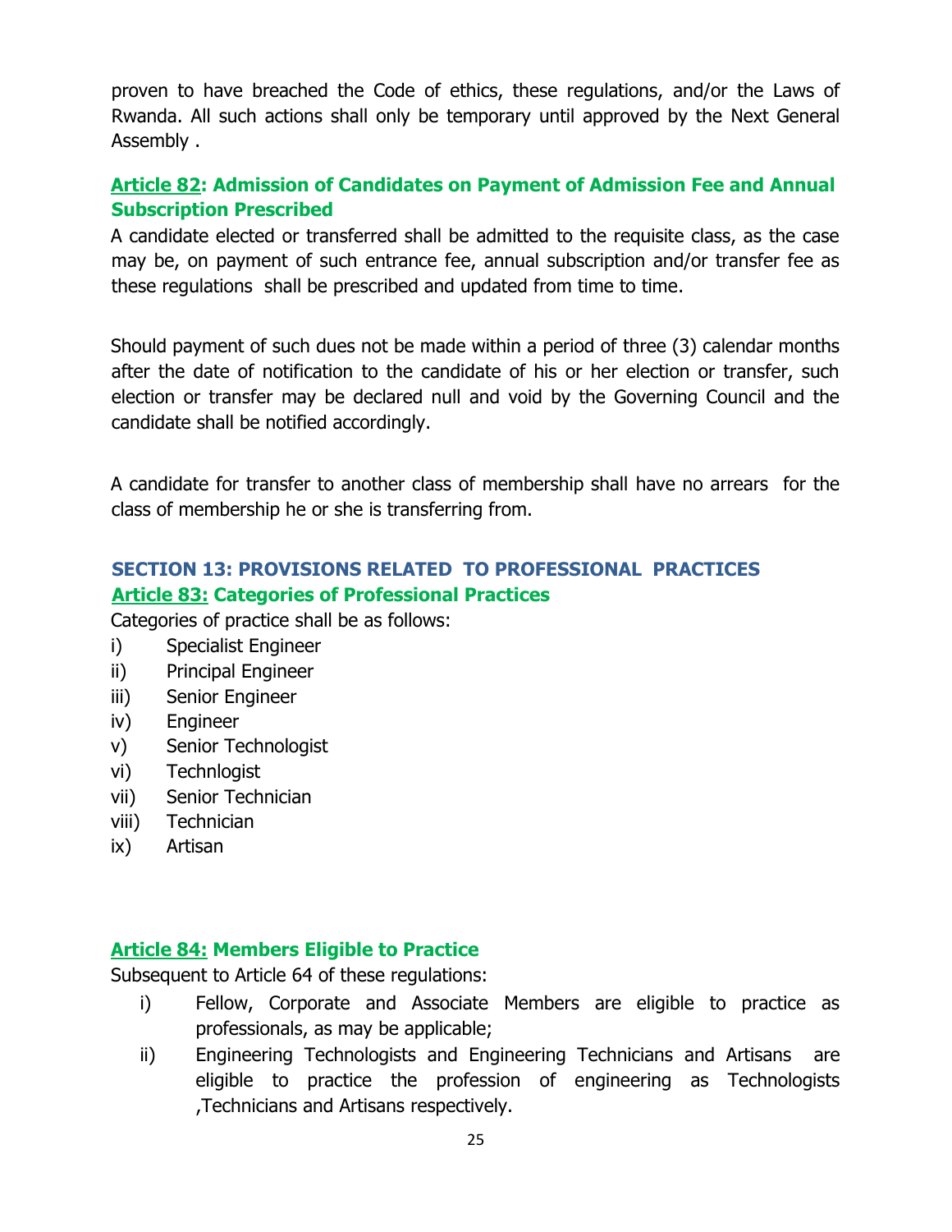proven to have breached the Code of ethics, these regulations, and/or the Laws of Rwanda. All such actions shall only be temporary until approved by the Next General Assembly .

### Article 82: Admission of Candidates on Payment of Admission Fee and Annual Subscription Prescribed

A candidate elected or transferred shall be admitted to the requisite class, as the case may be, on payment of such entrance fee, annual subscription and/or transfer fee as these regulations shall be prescribed and updated from time to time.

Should payment of such dues not be made within a period of three (3) calendar months after the date of notification to the candidate of his or her election or transfer, such election or transfer may be declared null and void by the Governing Council and the candidate shall be notified accordingly.

A candidate for transfer to another class of membership shall have no arrears for the class of membership he or she is transferring from.

## SECTION 13: PROVISIONS RELATED TO PROFESSIONAL PRACTICES

### Article 83: Categories of Professional Practices

Categories of practice shall be as follows:

i) Specialist Engineer
ii) Principal Engineer
iii) Senior Engineer
iv) Engineer
v) Senior Technologist
vi) Technlogist
vii) Senior Technician
viii) Technician
ix) Artisan

### Article 84: Members Eligible to Practice

Subsequent to Article 64 of these regulations:

i) Fellow, Corporate and Associate Members are eligible to practice as professionals, as may be applicable;
ii) Engineering Technologists and Engineering Technicians and Artisans are eligible to practice the profession of engineering as Technologists ,Technicians and Artisans respectively.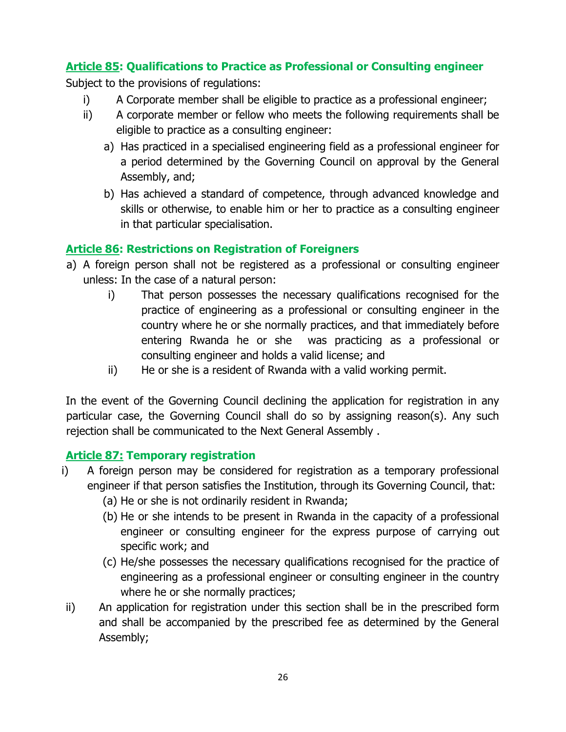### **Article 85: Qualifications to Practice as Professional or Consulting engineer**

Subject to the provisions of regulations:

i) A Corporate member shall be eligible to practice as a professional engineer;

ii) A corporate member or fellow who meets the following requirements shall be eligible to practice as a consulting engineer:

   a) Has practiced in a specialised engineering field as a professional engineer for a period determined by the Governing Council on approval by the General Assembly, and;

   b) Has achieved a standard of competence, through advanced knowledge and skills or otherwise, to enable him or her to practice as a consulting engineer in that particular specialisation.

### **Article 86: Restrictions on Registration of Foreigners**

a) A foreign person shall not be registered as a professional or consulting engineer unless: In the case of a natural person:

   i) That person possesses the necessary qualifications recognised for the practice of engineering as a professional or consulting engineer in the country where he or she normally practices, and that immediately before entering Rwanda he or she was practicing as a professional or consulting engineer and holds a valid license; and

   ii) He or she is a resident of Rwanda with a valid working permit.

In the event of the Governing Council declining the application for registration in any particular case, the Governing Council shall do so by assigning reason(s). Any such rejection shall be communicated to the Next General Assembly .

### **Article 87: Temporary registration**

i) A foreign person may be considered for registration as a temporary professional engineer if that person satisfies the Institution, through its Governing Council, that:

   (a) He or she is not ordinarily resident in Rwanda;

   (b) He or she intends to be present in Rwanda in the capacity of a professional engineer or consulting engineer for the express purpose of carrying out specific work; and

   (c) He/she possesses the necessary qualifications recognised for the practice of engineering as a professional engineer or consulting engineer in the country where he or she normally practices;

ii) An application for registration under this section shall be in the prescribed form and shall be accompanied by the prescribed fee as determined by the General Assembly;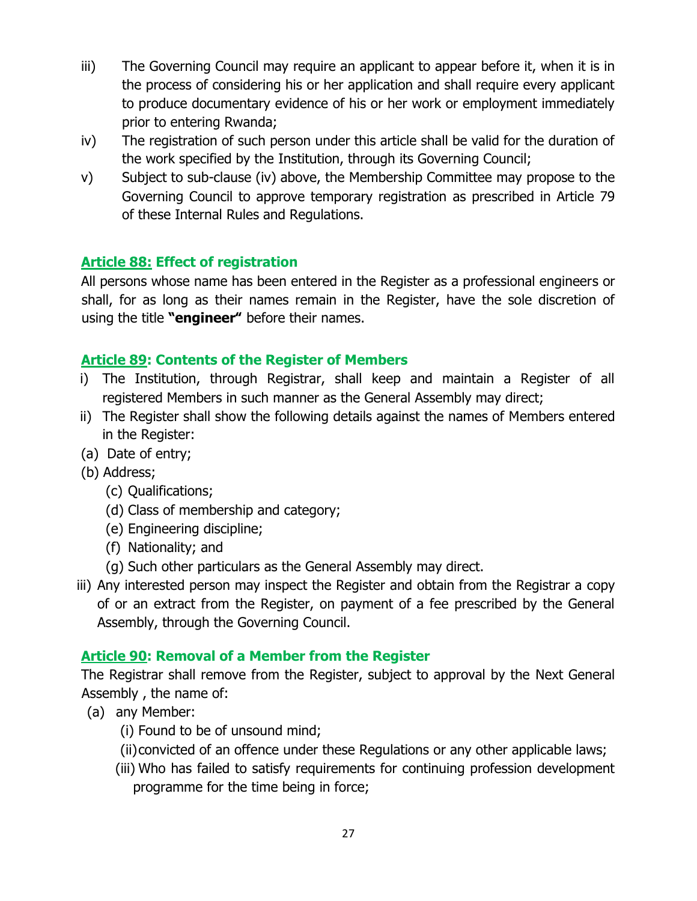iii) The Governing Council may require an applicant to appear before it, when it is in the process of considering his or her application and shall require every applicant to produce documentary evidence of his or her work or employment immediately prior to entering Rwanda;

iv) The registration of such person under this article shall be valid for the duration of the work specified by the Institution, through its Governing Council;

v) Subject to sub-clause (iv) above, the Membership Committee may propose to the Governing Council to approve temporary registration as prescribed in Article 79 of these Internal Rules and Regulations.

### Article 88: Effect of registration

All persons whose name has been entered in the Register as a professional engineers or shall, for as long as their names remain in the Register, have the sole discretion of using the title **"engineer"** before their names.

### Article 89: Contents of the Register of Members

i) The Institution, through Registrar, shall keep and maintain a Register of all registered Members in such manner as the General Assembly may direct;

ii) The Register shall show the following details against the names of Members entered in the Register:

(a) Date of entry;

(b) Address;

(c) Qualifications;

(d) Class of membership and category;

(e) Engineering discipline;

(f) Nationality; and

(g) Such other particulars as the General Assembly may direct.

iii) Any interested person may inspect the Register and obtain from the Registrar a copy of or an extract from the Register, on payment of a fee prescribed by the General Assembly, through the Governing Council.

### Article 90: Removal of a Member from the Register

The Registrar shall remove from the Register, subject to approval by the Next General Assembly , the name of:

(a) any Member:

(i) Found to be of unsound mind;

(ii) convicted of an offence under these Regulations or any other applicable laws;

(iii) Who has failed to satisfy requirements for continuing profession development programme for the time being in force;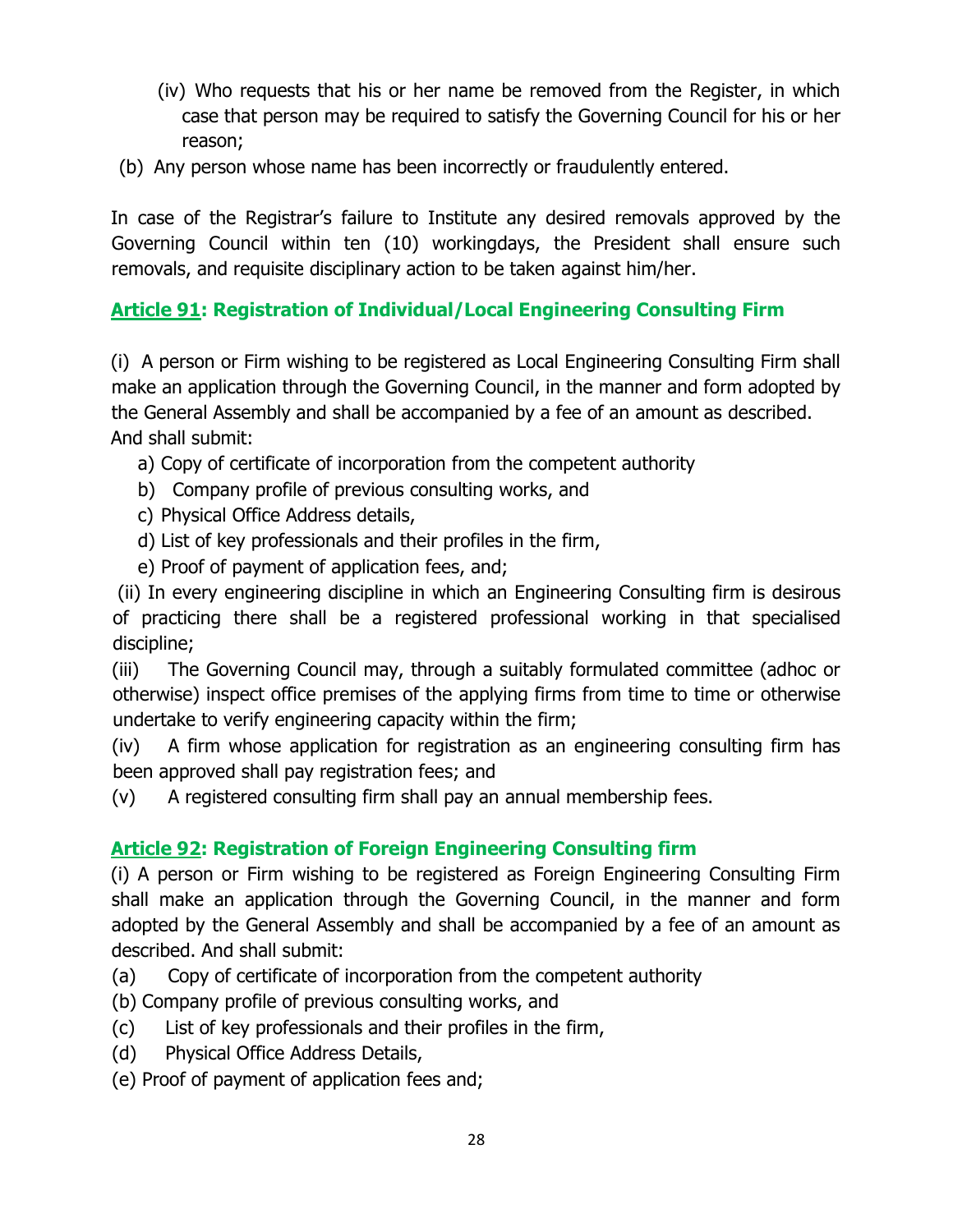(iv) Who requests that his or her name be removed from the Register, in which case that person may be required to satisfy the Governing Council for his or her reason;

(b) Any person whose name has been incorrectly or fraudulently entered.

In case of the Registrar's failure to Institute any desired removals approved by the Governing Council within ten (10) workingdays, the President shall ensure such removals, and requisite disciplinary action to be taken against him/her.

### **Article 91: Registration of Individual/Local Engineering Consulting Firm**

(i) A person or Firm wishing to be registered as Local Engineering Consulting Firm shall make an application through the Governing Council, in the manner and form adopted by the General Assembly and shall be accompanied by a fee of an amount as described. And shall submit:

a) Copy of certificate of incorporation from the competent authority
b) Company profile of previous consulting works, and
c) Physical Office Address details,
d) List of key professionals and their profiles in the firm,
e) Proof of payment of application fees, and;

(ii) In every engineering discipline in which an Engineering Consulting firm is desirous of practicing there shall be a registered professional working in that specialised discipline;

(iii) The Governing Council may, through a suitably formulated committee (adhoc or otherwise) inspect office premises of the applying firms from time to time or otherwise undertake to verify engineering capacity within the firm;

(iv) A firm whose application for registration as an engineering consulting firm has been approved shall pay registration fees; and

(v) A registered consulting firm shall pay an annual membership fees.

### **Article 92: Registration of Foreign Engineering Consulting firm**

(i) A person or Firm wishing to be registered as Foreign Engineering Consulting Firm shall make an application through the Governing Council, in the manner and form adopted by the General Assembly and shall be accompanied by a fee of an amount as described. And shall submit:

(a) Copy of certificate of incorporation from the competent authority
(b) Company profile of previous consulting works, and
(c) List of key professionals and their profiles in the firm,
(d) Physical Office Address Details,
(e) Proof of payment of application fees and;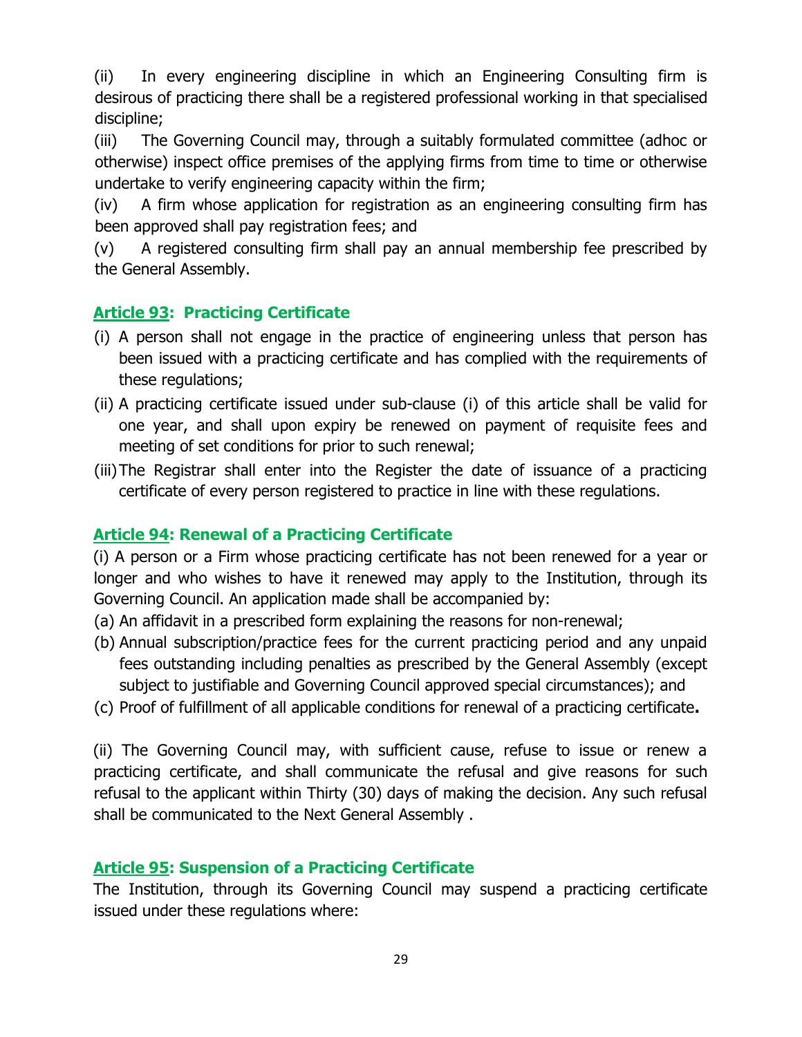(ii) In every engineering discipline in which an Engineering Consulting firm is desirous of practicing there shall be a registered professional working in that specialised discipline;

(iii) The Governing Council may, through a suitably formulated committee (adhoc or otherwise) inspect office premises of the applying firms from time to time or otherwise undertake to verify engineering capacity within the firm;

(iv) A firm whose application for registration as an engineering consulting firm has been approved shall pay registration fees; and

(v) A registered consulting firm shall pay an annual membership fee prescribed by the General Assembly.

## Article 93: Practicing Certificate

(i) A person shall not engage in the practice of engineering unless that person has been issued with a practicing certificate and has complied with the requirements of these regulations;

(ii) A practicing certificate issued under sub-clause (i) of this article shall be valid for one year, and shall upon expiry be renewed on payment of requisite fees and meeting of set conditions for prior to such renewal;

(iii) The Registrar shall enter into the Register the date of issuance of a practicing certificate of every person registered to practice in line with these regulations.

## Article 94: Renewal of a Practicing Certificate

(i) A person or a Firm whose practicing certificate has not been renewed for a year or longer and who wishes to have it renewed may apply to the Institution, through its Governing Council. An application made shall be accompanied by:

(a) An affidavit in a prescribed form explaining the reasons for non-renewal;

(b) Annual subscription/practice fees for the current practicing period and any unpaid fees outstanding including penalties as prescribed by the General Assembly (except subject to justifiable and Governing Council approved special circumstances); and

(c) Proof of fulfillment of all applicable conditions for renewal of a practicing certificate**.**

(ii) The Governing Council may, with sufficient cause, refuse to issue or renew a practicing certificate, and shall communicate the refusal and give reasons for such refusal to the applicant within Thirty (30) days of making the decision. Any such refusal shall be communicated to the Next General Assembly .

## Article 95: Suspension of a Practicing Certificate

The Institution, through its Governing Council may suspend a practicing certificate issued under these regulations where: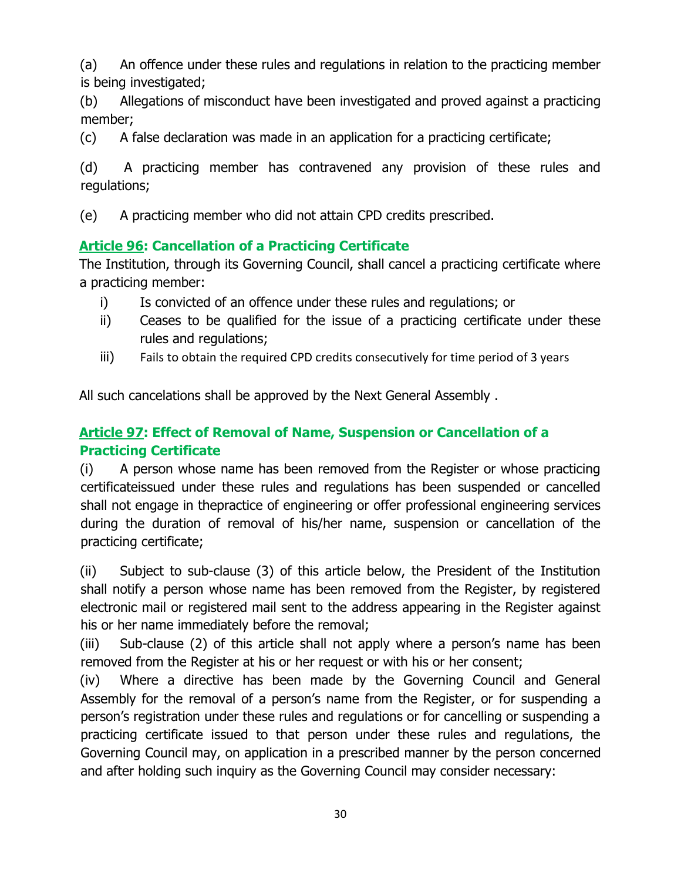(a) An offence under these rules and regulations in relation to the practicing member is being investigated;

(b) Allegations of misconduct have been investigated and proved against a practicing member;

(c) A false declaration was made in an application for a practicing certificate;

(d) A practicing member has contravened any provision of these rules and regulations;

(e) A practicing member who did not attain CPD credits prescribed.

### Article 96: Cancellation of a Practicing Certificate

The Institution, through its Governing Council, shall cancel a practicing certificate where a practicing member:

i) Is convicted of an offence under these rules and regulations; or
ii) Ceases to be qualified for the issue of a practicing certificate under these rules and regulations;
iii) Fails to obtain the required CPD credits consecutively for time period of 3 years

All such cancelations shall be approved by the Next General Assembly .

### Article 97: Effect of Removal of Name, Suspension or Cancellation of a Practicing Certificate

(i) A person whose name has been removed from the Register or whose practicing certificateissued under these rules and regulations has been suspended or cancelled shall not engage in thepractice of engineering or offer professional engineering services during the duration of removal of his/her name, suspension or cancellation of the practicing certificate;

(ii) Subject to sub-clause (3) of this article below, the President of the Institution shall notify a person whose name has been removed from the Register, by registered electronic mail or registered mail sent to the address appearing in the Register against his or her name immediately before the removal;

(iii) Sub-clause (2) of this article shall not apply where a person's name has been removed from the Register at his or her request or with his or her consent;

(iv) Where a directive has been made by the Governing Council and General Assembly for the removal of a person's name from the Register, or for suspending a person's registration under these rules and regulations or for cancelling or suspending a practicing certificate issued to that person under these rules and regulations, the Governing Council may, on application in a prescribed manner by the person concerned and after holding such inquiry as the Governing Council may consider necessary: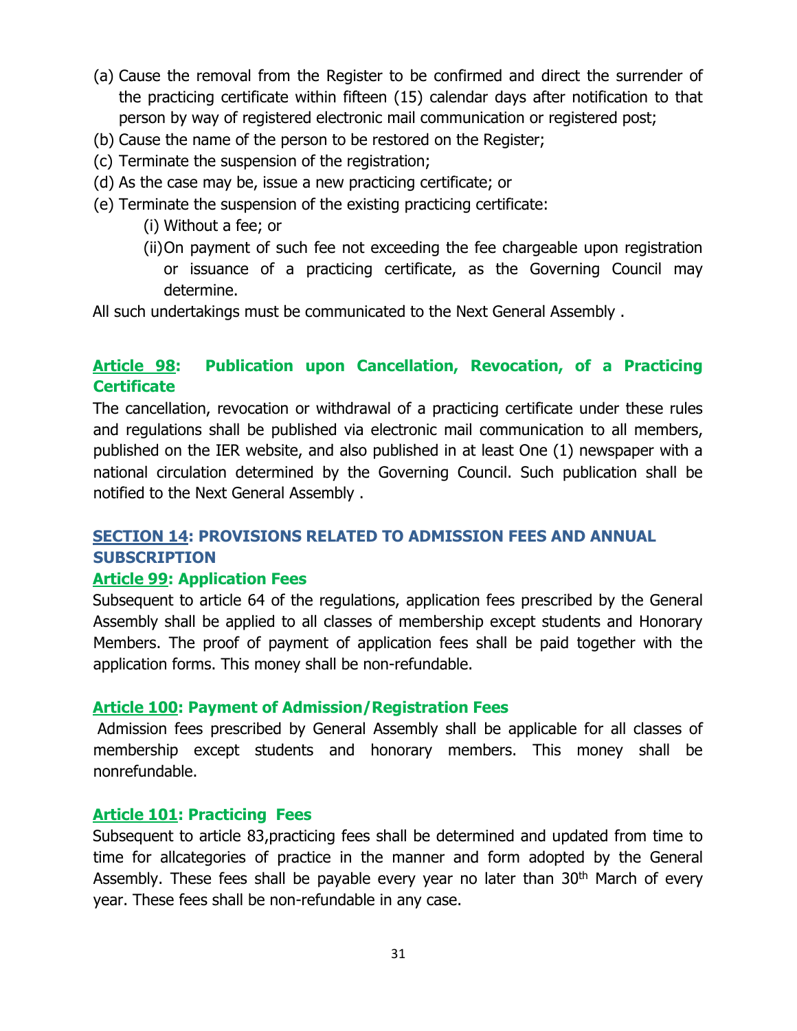(a) Cause the removal from the Register to be confirmed and direct the surrender of the practicing certificate within fifteen (15) calendar days after notification to that person by way of registered electronic mail communication or registered post;
(b) Cause the name of the person to be restored on the Register;
(c) Terminate the suspension of the registration;
(d) As the case may be, issue a new practicing certificate; or
(e) Terminate the suspension of the existing practicing certificate:
  (i) Without a fee; or
  (ii) On payment of such fee not exceeding the fee chargeable upon registration or issuance of a practicing certificate, as the Governing Council may determine.

All such undertakings must be communicated to the Next General Assembly .

### Article 98: Publication upon Cancellation, Revocation, of a Practicing Certificate

The cancellation, revocation or withdrawal of a practicing certificate under these rules and regulations shall be published via electronic mail communication to all members, published on the IER website, and also published in at least One (1) newspaper with a national circulation determined by the Governing Council. Such publication shall be notified to the Next General Assembly .

## SECTION 14: PROVISIONS RELATED TO ADMISSION FEES AND ANNUAL SUBSCRIPTION

### Article 99: Application Fees

Subsequent to article 64 of the regulations, application fees prescribed by the General Assembly shall be applied to all classes of membership except students and Honorary Members. The proof of payment of application fees shall be paid together with the application forms. This money shall be non-refundable.

### Article 100: Payment of Admission/Registration Fees

Admission fees prescribed by General Assembly shall be applicable for all classes of membership except students and honorary members. This money shall be nonrefundable.

### Article 101: Practicing Fees

Subsequent to article 83,practicing fees shall be determined and updated from time to time for allcategories of practice in the manner and form adopted by the General Assembly. These fees shall be payable every year no later than 30th March of every year. These fees shall be non-refundable in any case.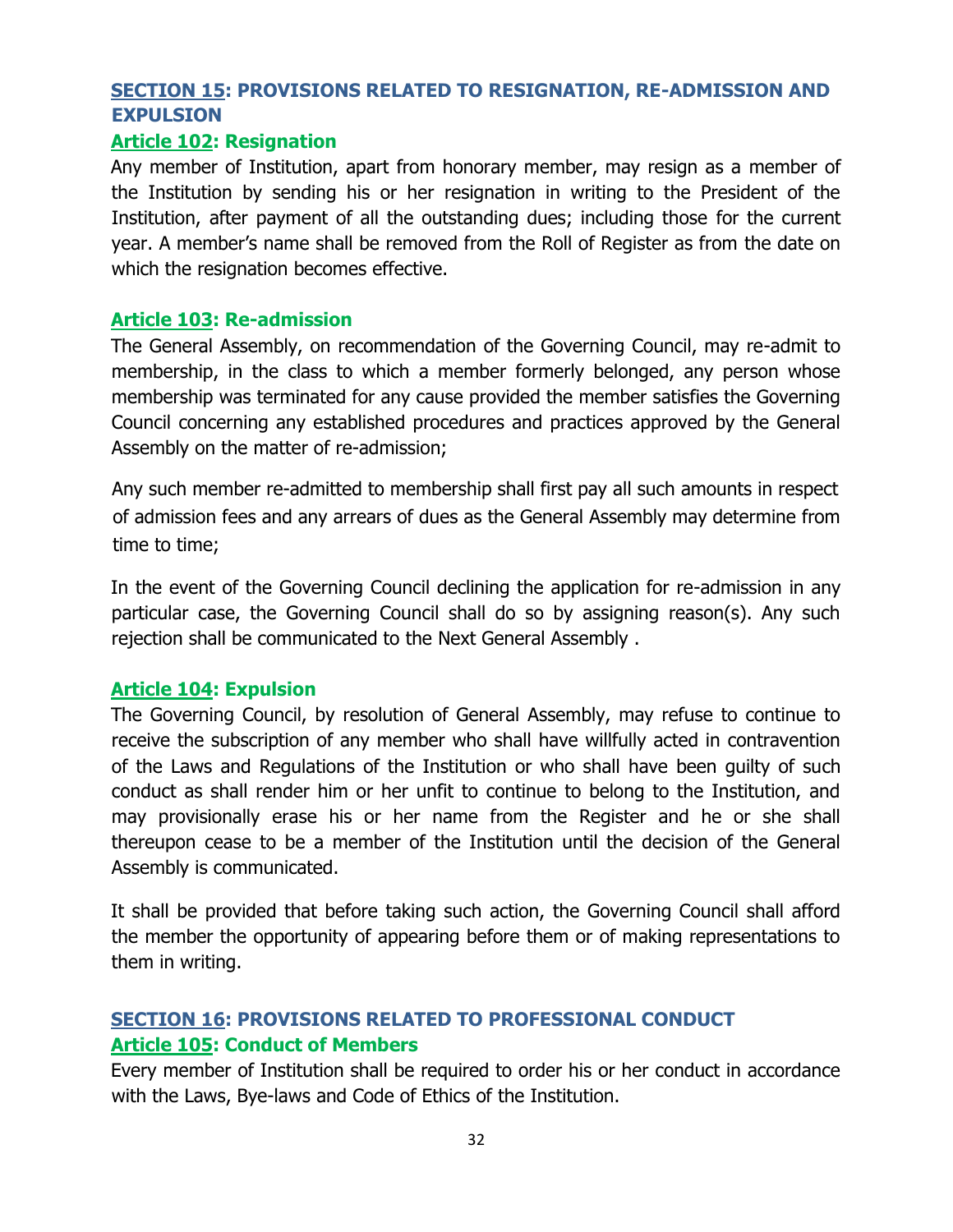## SECTION 15: PROVISIONS RELATED TO RESIGNATION, RE-ADMISSION AND EXPULSION

### Article 102: Resignation

Any member of Institution, apart from honorary member, may resign as a member of the Institution by sending his or her resignation in writing to the President of the Institution, after payment of all the outstanding dues; including those for the current year. A member's name shall be removed from the Roll of Register as from the date on which the resignation becomes effective.

### Article 103: Re-admission

The General Assembly, on recommendation of the Governing Council, may re-admit to membership, in the class to which a member formerly belonged, any person whose membership was terminated for any cause provided the member satisfies the Governing Council concerning any established procedures and practices approved by the General Assembly on the matter of re-admission;

Any such member re-admitted to membership shall first pay all such amounts in respect of admission fees and any arrears of dues as the General Assembly may determine from time to time;

In the event of the Governing Council declining the application for re-admission in any particular case, the Governing Council shall do so by assigning reason(s). Any such rejection shall be communicated to the Next General Assembly .

### Article 104: Expulsion

The Governing Council, by resolution of General Assembly, may refuse to continue to receive the subscription of any member who shall have willfully acted in contravention of the Laws and Regulations of the Institution or who shall have been guilty of such conduct as shall render him or her unfit to continue to belong to the Institution, and may provisionally erase his or her name from the Register and he or she shall thereupon cease to be a member of the Institution until the decision of the General Assembly is communicated.

It shall be provided that before taking such action, the Governing Council shall afford the member the opportunity of appearing before them or of making representations to them in writing.

## SECTION 16: PROVISIONS RELATED TO PROFESSIONAL CONDUCT

### Article 105: Conduct of Members

Every member of Institution shall be required to order his or her conduct in accordance with the Laws, Bye-laws and Code of Ethics of the Institution.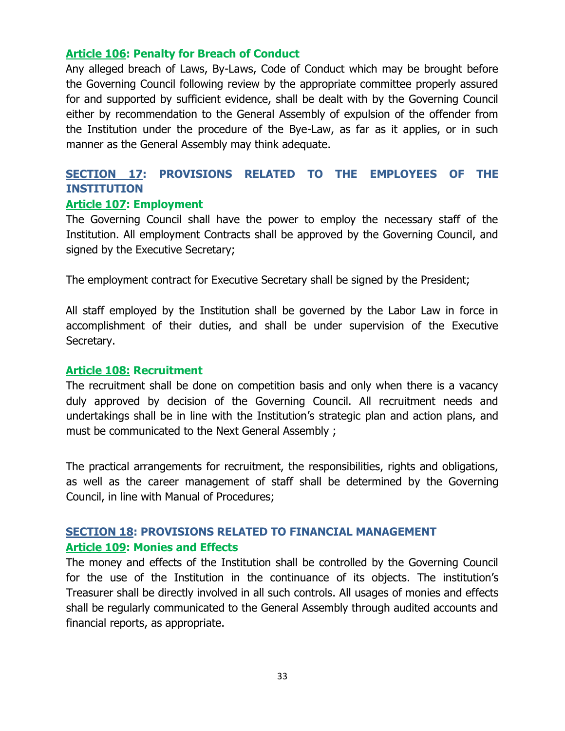### **Article 106: Penalty for Breach of Conduct**

Any alleged breach of Laws, By-Laws, Code of Conduct which may be brought before the Governing Council following review by the appropriate committee properly assured for and supported by sufficient evidence, shall be dealt with by the Governing Council either by recommendation to the General Assembly of expulsion of the offender from the Institution under the procedure of the Bye-Law, as far as it applies, or in such manner as the General Assembly may think adequate.

## **SECTION 17: PROVISIONS RELATED TO THE EMPLOYEES OF THE INSTITUTION**

### **Article 107: Employment**

The Governing Council shall have the power to employ the necessary staff of the Institution. All employment Contracts shall be approved by the Governing Council, and signed by the Executive Secretary;

The employment contract for Executive Secretary shall be signed by the President;

All staff employed by the Institution shall be governed by the Labor Law in force in accomplishment of their duties, and shall be under supervision of the Executive Secretary.

### **Article 108: Recruitment**

The recruitment shall be done on competition basis and only when there is a vacancy duly approved by decision of the Governing Council. All recruitment needs and undertakings shall be in line with the Institution's strategic plan and action plans, and must be communicated to the Next General Assembly ;

The practical arrangements for recruitment, the responsibilities, rights and obligations, as well as the career management of staff shall be determined by the Governing Council, in line with Manual of Procedures;

## **SECTION 18: PROVISIONS RELATED TO FINANCIAL MANAGEMENT**

### **Article 109: Monies and Effects**

The money and effects of the Institution shall be controlled by the Governing Council for the use of the Institution in the continuance of its objects. The institution's Treasurer shall be directly involved in all such controls. All usages of monies and effects shall be regularly communicated to the General Assembly through audited accounts and financial reports, as appropriate.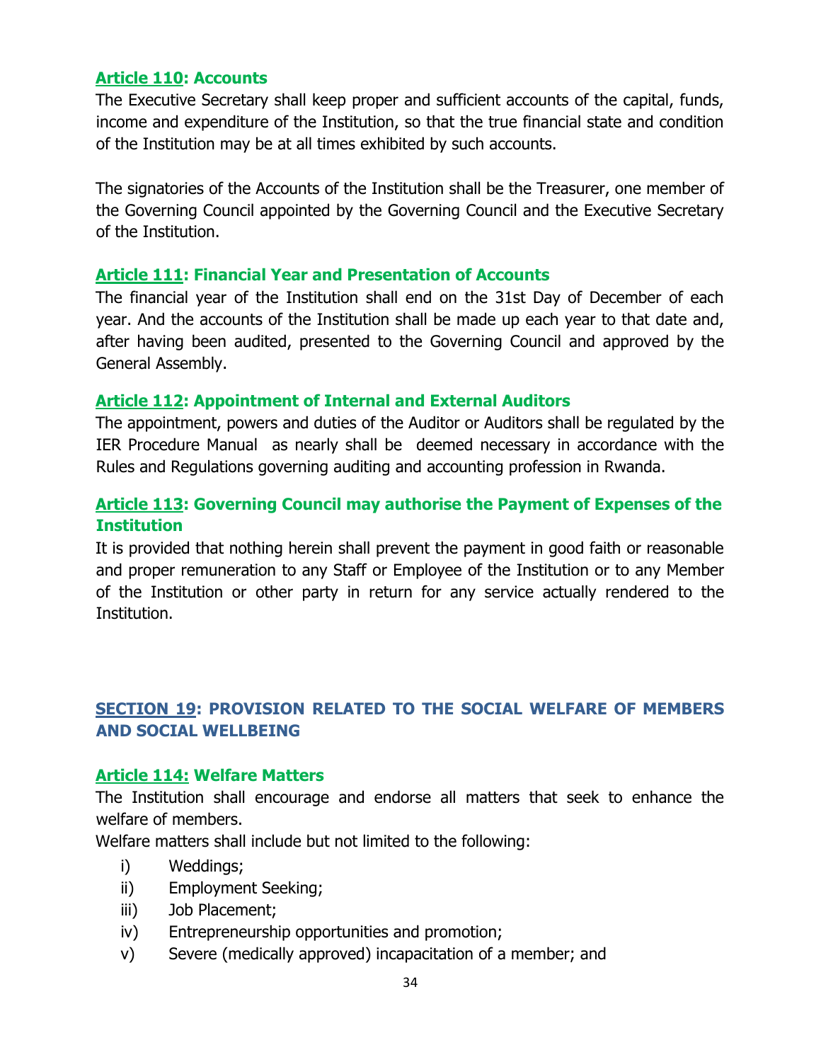### Article 110: Accounts

The Executive Secretary shall keep proper and sufficient accounts of the capital, funds, income and expenditure of the Institution, so that the true financial state and condition of the Institution may be at all times exhibited by such accounts.

The signatories of the Accounts of the Institution shall be the Treasurer, one member of the Governing Council appointed by the Governing Council and the Executive Secretary of the Institution.

### Article 111: Financial Year and Presentation of Accounts

The financial year of the Institution shall end on the 31st Day of December of each year. And the accounts of the Institution shall be made up each year to that date and, after having been audited, presented to the Governing Council and approved by the General Assembly.

### Article 112: Appointment of Internal and External Auditors

The appointment, powers and duties of the Auditor or Auditors shall be regulated by the IER Procedure Manual as nearly shall be deemed necessary in accordance with the Rules and Regulations governing auditing and accounting profession in Rwanda.

### Article 113: Governing Council may authorise the Payment of Expenses of the Institution

It is provided that nothing herein shall prevent the payment in good faith or reasonable and proper remuneration to any Staff or Employee of the Institution or to any Member of the Institution or other party in return for any service actually rendered to the Institution.

## SECTION 19: PROVISION RELATED TO THE SOCIAL WELFARE OF MEMBERS AND SOCIAL WELLBEING

### Article 114: Welfare Matters

The Institution shall encourage and endorse all matters that seek to enhance the welfare of members.

Welfare matters shall include but not limited to the following:

i) Weddings;
ii) Employment Seeking;
iii) Job Placement;
iv) Entrepreneurship opportunities and promotion;
v) Severe (medically approved) incapacitation of a member; and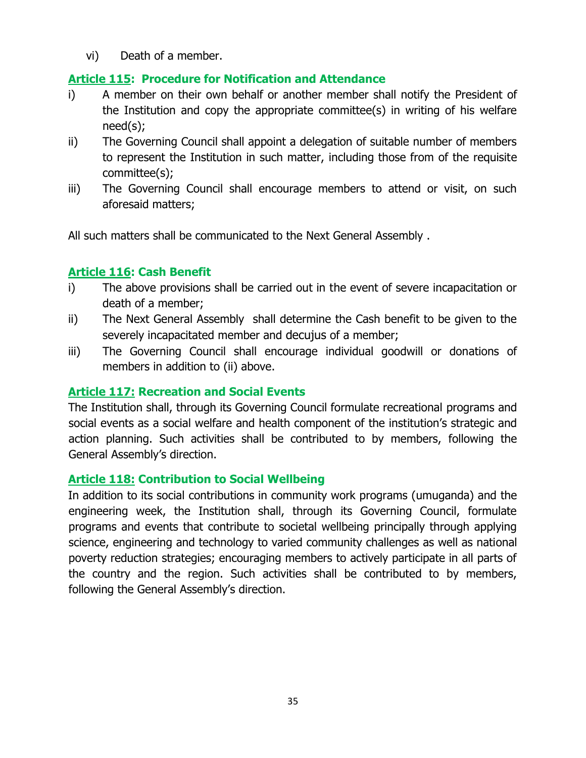vi) Death of a member.

### Article 115: Procedure for Notification and Attendance

i) A member on their own behalf or another member shall notify the President of the Institution and copy the appropriate committee(s) in writing of his welfare need(s);

ii) The Governing Council shall appoint a delegation of suitable number of members to represent the Institution in such matter, including those from of the requisite committee(s);

iii) The Governing Council shall encourage members to attend or visit, on such aforesaid matters;

All such matters shall be communicated to the Next General Assembly .

### Article 116: Cash Benefit

i) The above provisions shall be carried out in the event of severe incapacitation or death of a member;

ii) The Next General Assembly shall determine the Cash benefit to be given to the severely incapacitated member and decujus of a member;

iii) The Governing Council shall encourage individual goodwill or donations of members in addition to (ii) above.

### Article 117: Recreation and Social Events

The Institution shall, through its Governing Council formulate recreational programs and social events as a social welfare and health component of the institution's strategic and action planning. Such activities shall be contributed to by members, following the General Assembly's direction.

### Article 118: Contribution to Social Wellbeing

In addition to its social contributions in community work programs (umuganda) and the engineering week, the Institution shall, through its Governing Council, formulate programs and events that contribute to societal wellbeing principally through applying science, engineering and technology to varied community challenges as well as national poverty reduction strategies; encouraging members to actively participate in all parts of the country and the region. Such activities shall be contributed to by members, following the General Assembly's direction.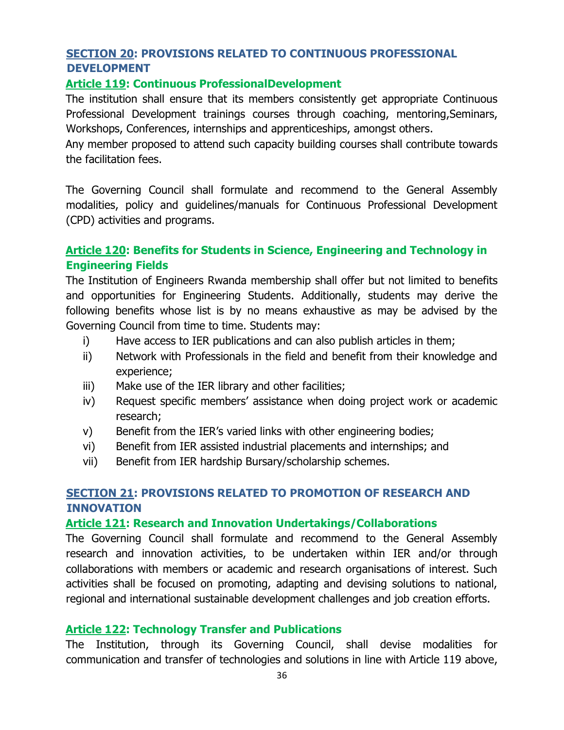## SECTION 20: PROVISIONS RELATED TO CONTINUOUS PROFESSIONAL DEVELOPMENT

### Article 119: Continuous ProfessionalDevelopment

The institution shall ensure that its members consistently get appropriate Continuous Professional Development trainings courses through coaching, mentoring,Seminars, Workshops, Conferences, internships and apprenticeships, amongst others.

Any member proposed to attend such capacity building courses shall contribute towards the facilitation fees.

The Governing Council shall formulate and recommend to the General Assembly modalities, policy and guidelines/manuals for Continuous Professional Development (CPD) activities and programs.

### Article 120: Benefits for Students in Science, Engineering and Technology in Engineering Fields

The Institution of Engineers Rwanda membership shall offer but not limited to benefits and opportunities for Engineering Students. Additionally, students may derive the following benefits whose list is by no means exhaustive as may be advised by the Governing Council from time to time. Students may:

i) Have access to IER publications and can also publish articles in them;
ii) Network with Professionals in the field and benefit from their knowledge and experience;
iii) Make use of the IER library and other facilities;
iv) Request specific members' assistance when doing project work or academic research;
v) Benefit from the IER's varied links with other engineering bodies;
vi) Benefit from IER assisted industrial placements and internships; and
vii) Benefit from IER hardship Bursary/scholarship schemes.

## SECTION 21: PROVISIONS RELATED TO PROMOTION OF RESEARCH AND INNOVATION

### Article 121: Research and Innovation Undertakings/Collaborations

The Governing Council shall formulate and recommend to the General Assembly research and innovation activities, to be undertaken within IER and/or through collaborations with members or academic and research organisations of interest. Such activities shall be focused on promoting, adapting and devising solutions to national, regional and international sustainable development challenges and job creation efforts.

### Article 122: Technology Transfer and Publications

The Institution, through its Governing Council, shall devise modalities for communication and transfer of technologies and solutions in line with Article 119 above,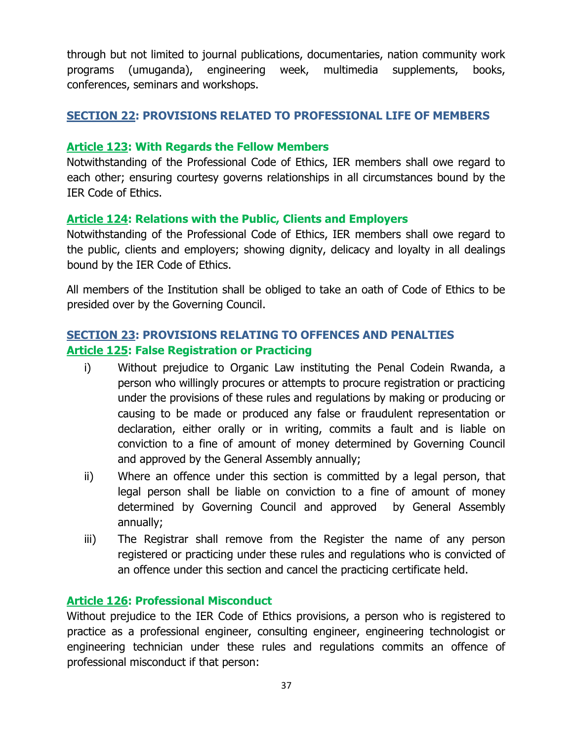through but not limited to journal publications, documentaries, nation community work programs (umuganda), engineering week, multimedia supplements, books, conferences, seminars and workshops.

## SECTION 22: PROVISIONS RELATED TO PROFESSIONAL LIFE OF MEMBERS

### Article 123: With Regards the Fellow Members

Notwithstanding of the Professional Code of Ethics, IER members shall owe regard to each other; ensuring courtesy governs relationships in all circumstances bound by the IER Code of Ethics.

### Article 124: Relations with the Public, Clients and Employers

Notwithstanding of the Professional Code of Ethics, IER members shall owe regard to the public, clients and employers; showing dignity, delicacy and loyalty in all dealings bound by the IER Code of Ethics.

All members of the Institution shall be obliged to take an oath of Code of Ethics to be presided over by the Governing Council.

## SECTION 23: PROVISIONS RELATING TO OFFENCES AND PENALTIES

### Article 125: False Registration or Practicing

i) Without prejudice to Organic Law instituting the Penal Codein Rwanda, a person who willingly procures or attempts to procure registration or practicing under the provisions of these rules and regulations by making or producing or causing to be made or produced any false or fraudulent representation or declaration, either orally or in writing, commits a fault and is liable on conviction to a fine of amount of money determined by Governing Council and approved by the General Assembly annually;

ii) Where an offence under this section is committed by a legal person, that legal person shall be liable on conviction to a fine of amount of money determined by Governing Council and approved by General Assembly annually;

iii) The Registrar shall remove from the Register the name of any person registered or practicing under these rules and regulations who is convicted of an offence under this section and cancel the practicing certificate held.

### Article 126: Professional Misconduct

Without prejudice to the IER Code of Ethics provisions, a person who is registered to practice as a professional engineer, consulting engineer, engineering technologist or engineering technician under these rules and regulations commits an offence of professional misconduct if that person: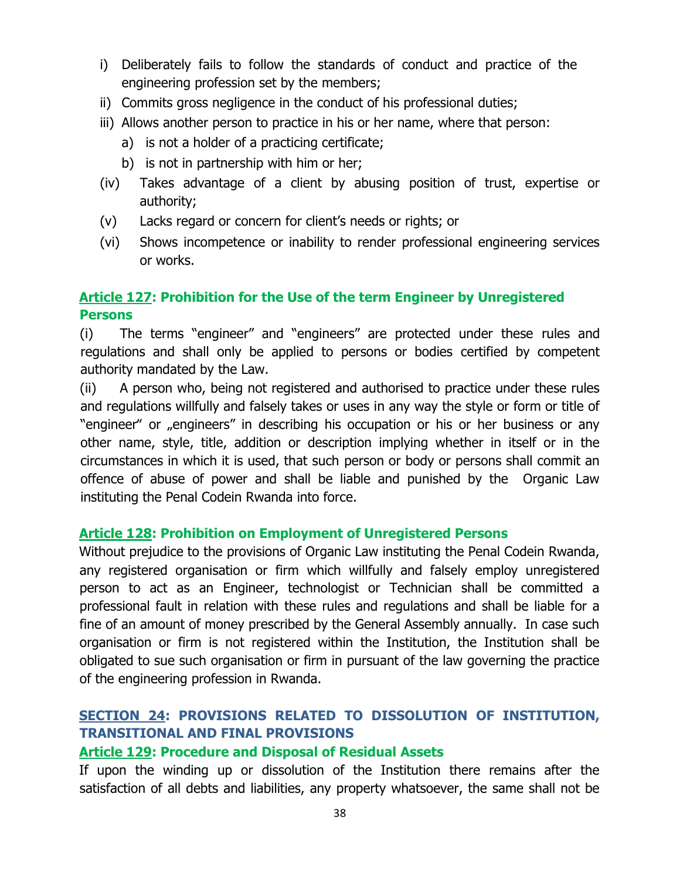i) Deliberately fails to follow the standards of conduct and practice of the engineering profession set by the members;
ii) Commits gross negligence in the conduct of his professional duties;
iii) Allows another person to practice in his or her name, where that person:
   a) is not a holder of a practicing certificate;
   b) is not in partnership with him or her;

(iv) Takes advantage of a client by abusing position of trust, expertise or authority;

(v) Lacks regard or concern for client's needs or rights; or

(vi) Shows incompetence or inability to render professional engineering services or works.

### Article 127: Prohibition for the Use of the term Engineer by Unregistered Persons

(i) The terms "engineer" and "engineers" are protected under these rules and regulations and shall only be applied to persons or bodies certified by competent authority mandated by the Law.

(ii) A person who, being not registered and authorised to practice under these rules and regulations willfully and falsely takes or uses in any way the style or form or title of "engineer" or „engineers" in describing his occupation or his or her business or any other name, style, title, addition or description implying whether in itself or in the circumstances in which it is used, that such person or body or persons shall commit an offence of abuse of power and shall be liable and punished by the Organic Law instituting the Penal Codein Rwanda into force.

### Article 128: Prohibition on Employment of Unregistered Persons

Without prejudice to the provisions of Organic Law instituting the Penal Codein Rwanda, any registered organisation or firm which willfully and falsely employ unregistered person to act as an Engineer, technologist or Technician shall be committed a professional fault in relation with these rules and regulations and shall be liable for a fine of an amount of money prescribed by the General Assembly annually. In case such organisation or firm is not registered within the Institution, the Institution shall be obligated to sue such organisation or firm in pursuant of the law governing the practice of the engineering profession in Rwanda.

## SECTION 24: PROVISIONS RELATED TO DISSOLUTION OF INSTITUTION, TRANSITIONAL AND FINAL PROVISIONS

### Article 129: Procedure and Disposal of Residual Assets

If upon the winding up or dissolution of the Institution there remains after the satisfaction of all debts and liabilities, any property whatsoever, the same shall not be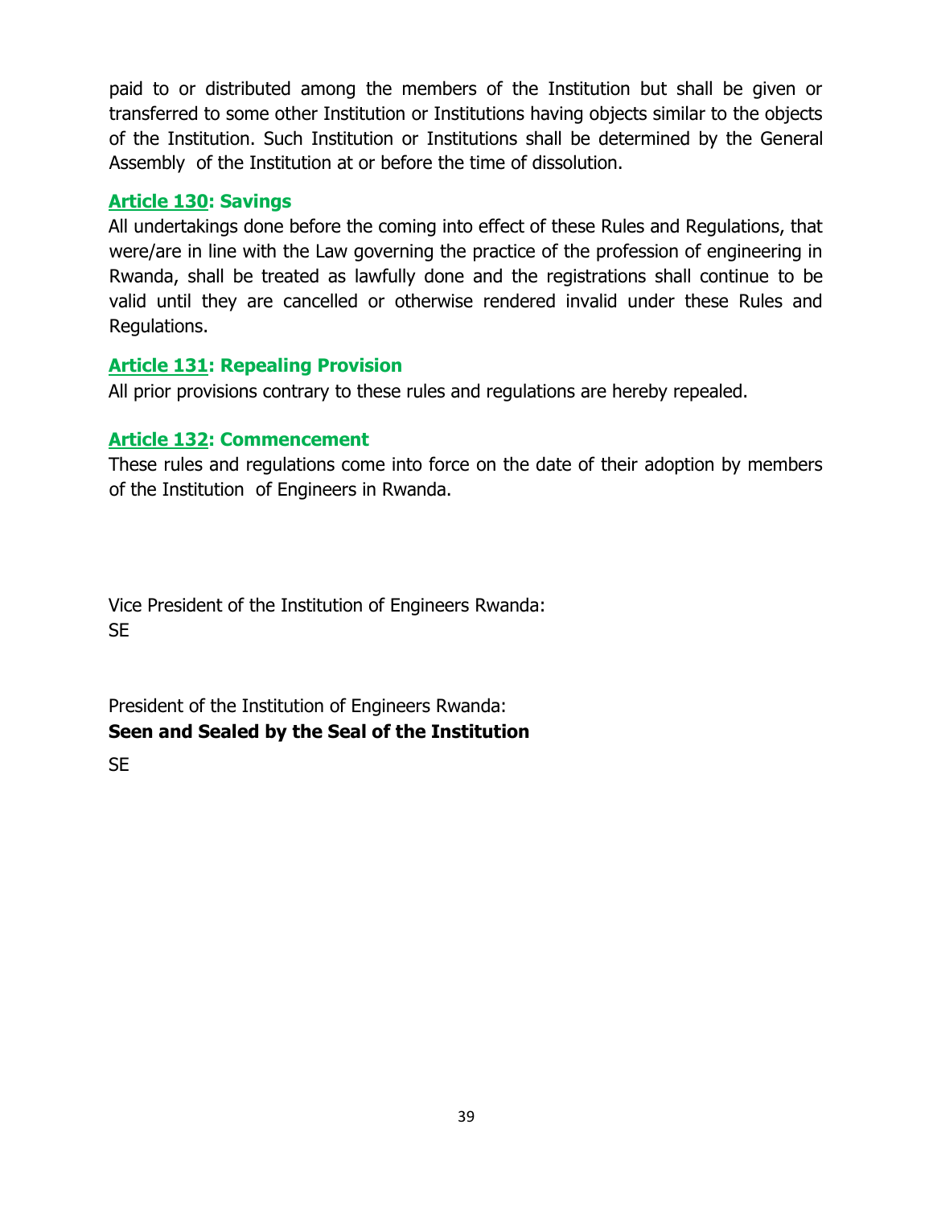paid to or distributed among the members of the Institution but shall be given or transferred to some other Institution or Institutions having objects similar to the objects of the Institution. Such Institution or Institutions shall be determined by the General Assembly of the Institution at or before the time of dissolution.

### Article 130: Savings

All undertakings done before the coming into effect of these Rules and Regulations, that were/are in line with the Law governing the practice of the profession of engineering in Rwanda, shall be treated as lawfully done and the registrations shall continue to be valid until they are cancelled or otherwise rendered invalid under these Rules and Regulations.

### Article 131: Repealing Provision

All prior provisions contrary to these rules and regulations are hereby repealed.

### Article 132: Commencement

These rules and regulations come into force on the date of their adoption by members of the Institution of Engineers in Rwanda.

Vice President of the Institution of Engineers Rwanda:
SE

President of the Institution of Engineers Rwanda:
**Seen and Sealed by the Seal of the Institution**

SE